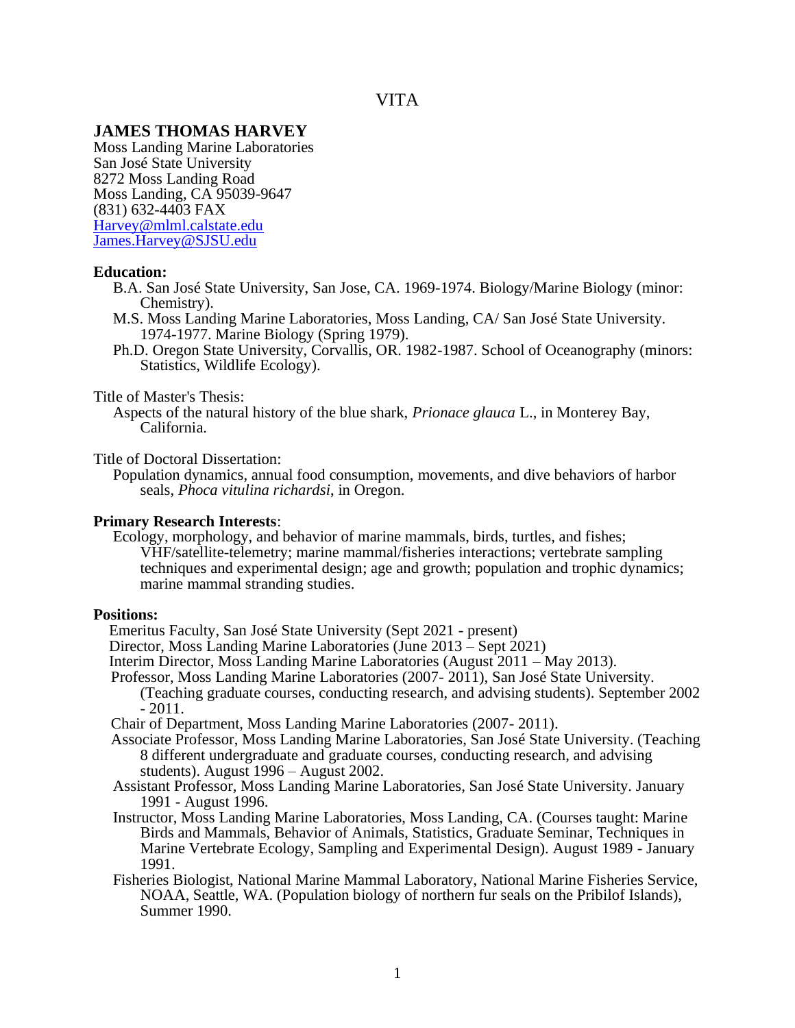# VITA

## JAMES THOMAS HARVEY

Moss Landing Marine Laboratories
San José State University
8272 Moss Landing Road
Moss Landing, CA 95039-9647
(831) 632-4403 FAX
Harvey@mlml.calstate.edu
James.Harvey@SJSU.edu

**Education:**

- B.A. San José State University, San Jose, CA. 1969-1974. Biology/Marine Biology (minor: Chemistry).
- M.S. Moss Landing Marine Laboratories, Moss Landing, CA/ San José State University. 1974-1977. Marine Biology (Spring 1979).
- Ph.D. Oregon State University, Corvallis, OR. 1982-1987. School of Oceanography (minors: Statistics, Wildlife Ecology).

Title of Master's Thesis:

Aspects of the natural history of the blue shark, *Prionace glauca* L., in Monterey Bay, California.

Title of Doctoral Dissertation:

Population dynamics, annual food consumption, movements, and dive behaviors of harbor seals, *Phoca vitulina richardsi*, in Oregon.

**Primary Research Interests**:

Ecology, morphology, and behavior of marine mammals, birds, turtles, and fishes; VHF/satellite-telemetry; marine mammal/fisheries interactions; vertebrate sampling techniques and experimental design; age and growth; population and trophic dynamics; marine mammal stranding studies.

**Positions:**

- Emeritus Faculty, San José State University (Sept 2021 - present)
- Director, Moss Landing Marine Laboratories (June 2013 – Sept 2021)
- Interim Director, Moss Landing Marine Laboratories (August 2011 – May 2013).
- Professor, Moss Landing Marine Laboratories (2007- 2011), San José State University. (Teaching graduate courses, conducting research, and advising students). September 2002 - 2011.
- Chair of Department, Moss Landing Marine Laboratories (2007- 2011).
- Associate Professor, Moss Landing Marine Laboratories, San José State University. (Teaching 8 different undergraduate and graduate courses, conducting research, and advising students). August 1996 – August 2002.
- Assistant Professor, Moss Landing Marine Laboratories, San José State University. January 1991 - August 1996.
- Instructor, Moss Landing Marine Laboratories, Moss Landing, CA. (Courses taught: Marine Birds and Mammals, Behavior of Animals, Statistics, Graduate Seminar, Techniques in Marine Vertebrate Ecology, Sampling and Experimental Design). August 1989 - January 1991.
- Fisheries Biologist, National Marine Mammal Laboratory, National Marine Fisheries Service, NOAA, Seattle, WA. (Population biology of northern fur seals on the Pribilof Islands), Summer 1990.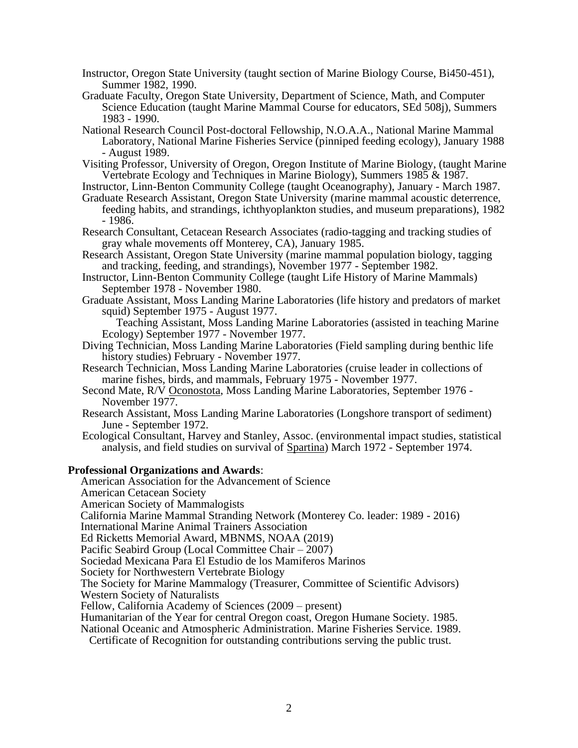Instructor, Oregon State University (taught section of Marine Biology Course, Bi450-451), Summer 1982, 1990.

Graduate Faculty, Oregon State University, Department of Science, Math, and Computer Science Education (taught Marine Mammal Course for educators, SEd 508j), Summers 1983 - 1990.

National Research Council Post-doctoral Fellowship, N.O.A.A., National Marine Mammal Laboratory, National Marine Fisheries Service (pinniped feeding ecology), January 1988 - August 1989.

Visiting Professor, University of Oregon, Oregon Institute of Marine Biology, (taught Marine Vertebrate Ecology and Techniques in Marine Biology), Summers 1985 & 1987.

Instructor, Linn-Benton Community College (taught Oceanography), January - March 1987.

Graduate Research Assistant, Oregon State University (marine mammal acoustic deterrence, feeding habits, and strandings, ichthyoplankton studies, and museum preparations), 1982 - 1986.

Research Consultant, Cetacean Research Associates (radio-tagging and tracking studies of gray whale movements off Monterey, CA), January 1985.

Research Assistant, Oregon State University (marine mammal population biology, tagging and tracking, feeding, and strandings), November 1977 - September 1982.

Instructor, Linn-Benton Community College (taught Life History of Marine Mammals) September 1978 - November 1980.

Graduate Assistant, Moss Landing Marine Laboratories (life history and predators of market squid) September 1975 - August 1977.

Teaching Assistant, Moss Landing Marine Laboratories (assisted in teaching Marine Ecology) September 1977 - November 1977.

Diving Technician, Moss Landing Marine Laboratories (Field sampling during benthic life history studies) February - November 1977.

Research Technician, Moss Landing Marine Laboratories (cruise leader in collections of marine fishes, birds, and mammals, February 1975 - November 1977.

Second Mate, R/V Oconostota, Moss Landing Marine Laboratories, September 1976 - November 1977.

Research Assistant, Moss Landing Marine Laboratories (Longshore transport of sediment) June - September 1972.

Ecological Consultant, Harvey and Stanley, Assoc. (environmental impact studies, statistical analysis, and field studies on survival of Spartina) March 1972 - September 1974.

**Professional Organizations and Awards**:

American Association for the Advancement of Science
American Cetacean Society
American Society of Mammalogists
California Marine Mammal Stranding Network (Monterey Co. leader: 1989 - 2016)
International Marine Animal Trainers Association
Ed Ricketts Memorial Award, MBNMS, NOAA (2019)
Pacific Seabird Group (Local Committee Chair – 2007)
Sociedad Mexicana Para El Estudio de los Mamiferos Marinos
Society for Northwestern Vertebrate Biology
The Society for Marine Mammalogy (Treasurer, Committee of Scientific Advisors)
Western Society of Naturalists
Fellow, California Academy of Sciences (2009 – present)
Humanitarian of the Year for central Oregon coast, Oregon Humane Society. 1985.
National Oceanic and Atmospheric Administration. Marine Fisheries Service. 1989. Certificate of Recognition for outstanding contributions serving the public trust.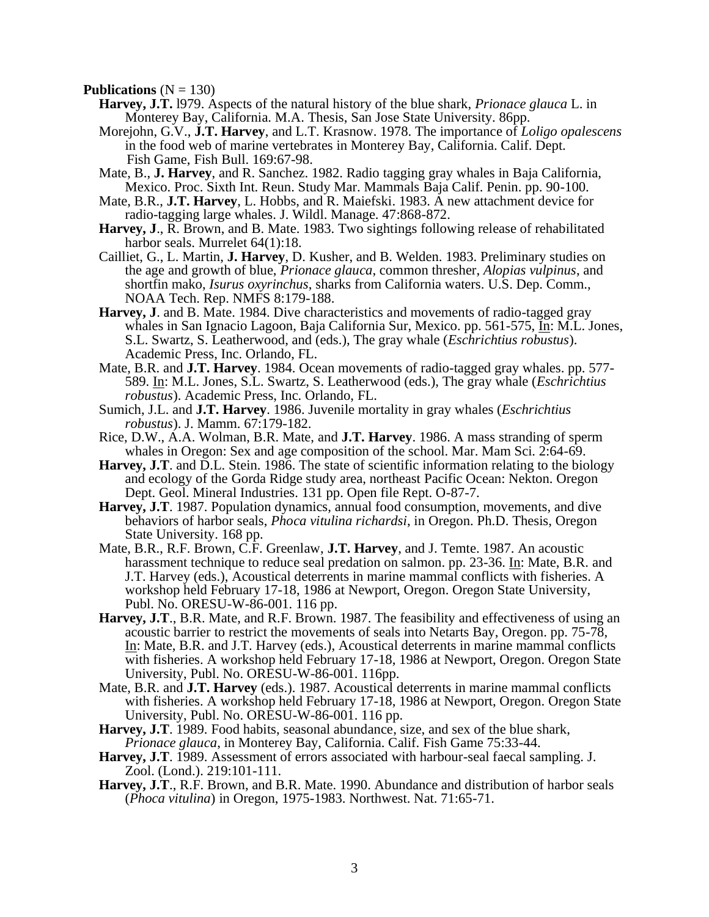**Publications** (N = 130)

**Harvey, J.T.** l979. Aspects of the natural history of the blue shark, *Prionace glauca* L. in Monterey Bay, California. M.A. Thesis, San Jose State University. 86pp.

Morejohn, G.V., **J.T. Harvey**, and L.T. Krasnow. 1978. The importance of *Loligo opalescens* in the food web of marine vertebrates in Monterey Bay, California. Calif. Dept. Fish Game, Fish Bull. 169:67-98.

Mate, B., **J. Harvey**, and R. Sanchez. 1982. Radio tagging gray whales in Baja California, Mexico. Proc. Sixth Int. Reun. Study Mar. Mammals Baja Calif. Penin. pp. 90-100.

Mate, B.R., **J.T. Harvey**, L. Hobbs, and R. Maiefski. 1983. A new attachment device for radio-tagging large whales. J. Wildl. Manage. 47:868-872.

**Harvey, J**., R. Brown, and B. Mate. 1983. Two sightings following release of rehabilitated harbor seals. Murrelet 64(1):18.

Cailliet, G., L. Martin, **J. Harvey**, D. Kusher, and B. Welden. 1983. Preliminary studies on the age and growth of blue, *Prionace glauca*, common thresher, *Alopias vulpinus*, and shortfin mako, *Isurus oxyrinchus*, sharks from California waters. U.S. Dep. Comm., NOAA Tech. Rep. NMFS 8:179-188.

**Harvey, J**. and B. Mate. 1984. Dive characteristics and movements of radio-tagged gray whales in San Ignacio Lagoon, Baja California Sur, Mexico. pp. 561-575, In: M.L. Jones, S.L. Swartz, S. Leatherwood, and (eds.), The gray whale (*Eschrichtius robustus*). Academic Press, Inc. Orlando, FL.

Mate, B.R. and **J.T. Harvey**. 1984. Ocean movements of radio-tagged gray whales. pp. 577-589. In: M.L. Jones, S.L. Swartz, S. Leatherwood (eds.), The gray whale (*Eschrichtius robustus*). Academic Press, Inc. Orlando, FL.

Sumich, J.L. and **J.T. Harvey**. 1986. Juvenile mortality in gray whales (*Eschrichtius robustus*). J. Mamm. 67:179-182.

Rice, D.W., A.A. Wolman, B.R. Mate, and **J.T. Harvey**. 1986. A mass stranding of sperm whales in Oregon: Sex and age composition of the school. Mar. Mam Sci. 2:64-69.

**Harvey, J.T**. and D.L. Stein. 1986. The state of scientific information relating to the biology and ecology of the Gorda Ridge study area, northeast Pacific Ocean: Nekton. Oregon Dept. Geol. Mineral Industries. 131 pp. Open file Rept. O-87-7.

**Harvey, J.T**. 1987. Population dynamics, annual food consumption, movements, and dive behaviors of harbor seals, *Phoca vitulina richardsi*, in Oregon. Ph.D. Thesis, Oregon State University. 168 pp.

Mate, B.R., R.F. Brown, C.F. Greenlaw, **J.T. Harvey**, and J. Temte. 1987. An acoustic harassment technique to reduce seal predation on salmon. pp. 23-36. In: Mate, B.R. and J.T. Harvey (eds.), Acoustical deterrents in marine mammal conflicts with fisheries. A workshop held February 17-18, 1986 at Newport, Oregon. Oregon State University, Publ. No. ORESU-W-86-001. 116 pp.

**Harvey, J.T**., B.R. Mate, and R.F. Brown. 1987. The feasibility and effectiveness of using an acoustic barrier to restrict the movements of seals into Netarts Bay, Oregon. pp. 75-78, In: Mate, B.R. and J.T. Harvey (eds.), Acoustical deterrents in marine mammal conflicts with fisheries. A workshop held February 17-18, 1986 at Newport, Oregon. Oregon State University, Publ. No. ORESU-W-86-001. 116pp.

Mate, B.R. and **J.T. Harvey** (eds.). 1987. Acoustical deterrents in marine mammal conflicts with fisheries. A workshop held February 17-18, 1986 at Newport, Oregon. Oregon State University, Publ. No. ORESU-W-86-001. 116 pp.

**Harvey, J.T**. 1989. Food habits, seasonal abundance, size, and sex of the blue shark, *Prionace glauca*, in Monterey Bay, California. Calif. Fish Game 75:33-44.

**Harvey, J.T**. 1989. Assessment of errors associated with harbour-seal faecal sampling. J. Zool. (Lond.). 219:101-111.

**Harvey, J.T**., R.F. Brown, and B.R. Mate. 1990. Abundance and distribution of harbor seals (*Phoca vitulina*) in Oregon, 1975-1983. Northwest. Nat. 71:65-71.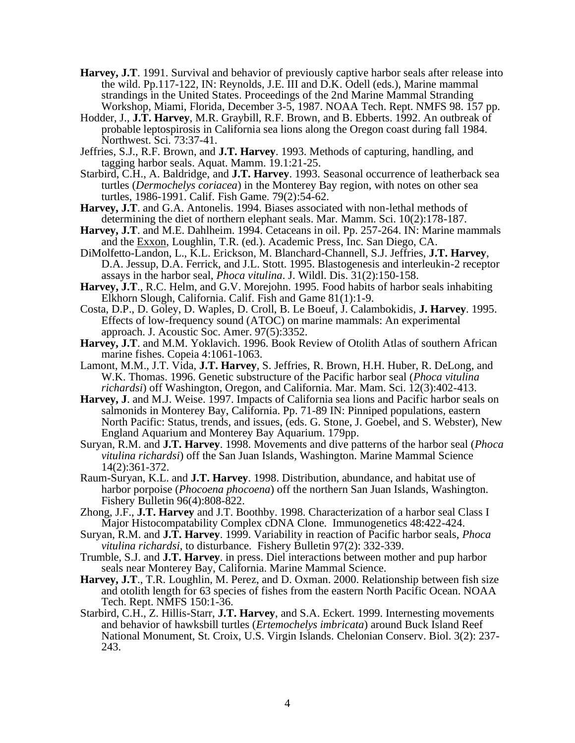**Harvey, J.T**. 1991. Survival and behavior of previously captive harbor seals after release into the wild. Pp.117-122, IN: Reynolds, J.E. III and D.K. Odell (eds.), Marine mammal strandings in the United States. Proceedings of the 2nd Marine Mammal Stranding Workshop, Miami, Florida, December 3-5, 1987. NOAA Tech. Rept. NMFS 98. 157 pp.

Hodder, J., **J.T. Harvey**, M.R. Graybill, R.F. Brown, and B. Ebberts. 1992. An outbreak of probable leptospirosis in California sea lions along the Oregon coast during fall 1984. Northwest. Sci. 73:37-41.

Jeffries, S.J., R.F. Brown, and **J.T. Harvey**. 1993. Methods of capturing, handling, and tagging harbor seals. Aquat. Mamm. 19.1:21-25.

Starbird, C.H., A. Baldridge, and **J.T. Harvey**. 1993. Seasonal occurrence of leatherback sea turtles (*Dermochelys coriacea*) in the Monterey Bay region, with notes on other sea turtles, 1986-1991. Calif. Fish Game. 79(2):54-62.

**Harvey, J.T**. and G.A. Antonelis. 1994. Biases associated with non-lethal methods of determining the diet of northern elephant seals. Mar. Mamm. Sci. 10(2):178-187.

**Harvey, J.T**. and M.E. Dahlheim. 1994. Cetaceans in oil. Pp. 257-264. IN: Marine mammals and the <u>Exxon</u>, Loughlin, T.R. (ed.). Academic Press, Inc. San Diego, CA.

DiMolfetto-Landon, L., K.L. Erickson, M. Blanchard-Channell, S.J. Jeffries, **J.T. Harvey**, D.A. Jessup, D.A. Ferrick, and J.L. Stott. 1995. Blastogenesis and interleukin-2 receptor assays in the harbor seal, *Phoca vitulina*. J. Wildl. Dis. 31(2):150-158.

**Harvey, J.T**., R.C. Helm, and G.V. Morejohn. 1995. Food habits of harbor seals inhabiting Elkhorn Slough, California. Calif. Fish and Game 81(1):1-9.

Costa, D.P., D. Goley, D. Waples, D. Croll, B. Le Boeuf, J. Calambokidis, **J. Harvey**. 1995. Effects of low-frequency sound (ATOC) on marine mammals: An experimental approach. J. Acoustic Soc. Amer. 97(5):3352.

**Harvey, J.T**. and M.M. Yoklavich. 1996. Book Review of Otolith Atlas of southern African marine fishes. Copeia 4:1061-1063.

Lamont, M.M., J.T. Vida, **J.T. Harvey**, S. Jeffries, R. Brown, H.H. Huber, R. DeLong, and W.K. Thomas. 1996. Genetic substructure of the Pacific harbor seal (*Phoca vitulina richardsi*) off Washington, Oregon, and California. Mar. Mam. Sci. 12(3):402-413.

**Harvey, J**. and M.J. Weise. 1997. Impacts of California sea lions and Pacific harbor seals on salmonids in Monterey Bay, California. Pp. 71-89 IN: Pinniped populations, eastern North Pacific: Status, trends, and issues, (eds. G. Stone, J. Goebel, and S. Webster), New England Aquarium and Monterey Bay Aquarium. 179pp.

Suryan, R.M. and **J.T. Harvey**. 1998. Movements and dive patterns of the harbor seal (*Phoca vitulina richardsi*) off the San Juan Islands, Washington. Marine Mammal Science 14(2):361-372.

Raum-Suryan, K.L. and **J.T. Harvey**. 1998. Distribution, abundance, and habitat use of harbor porpoise (*Phocoena phocoena*) off the northern San Juan Islands, Washington. Fishery Bulletin 96(4):808-822.

Zhong, J.F., **J.T. Harvey** and J.T. Boothby. 1998. Characterization of a harbor seal Class I Major Histocompatability Complex cDNA Clone. Immunogenetics 48:422-424.

Suryan, R.M. and **J.T. Harvey**. 1999. Variability in reaction of Pacific harbor seals, *Phoca vitulina richardsi*, to disturbance. Fishery Bulletin 97(2): 332-339.

Trumble, S.J. and **J.T. Harvey**. in press. Diel interactions between mother and pup harbor seals near Monterey Bay, California. Marine Mammal Science.

**Harvey, J.T**., T.R. Loughlin, M. Perez, and D. Oxman. 2000. Relationship between fish size and otolith length for 63 species of fishes from the eastern North Pacific Ocean. NOAA Tech. Rept. NMFS 150:1-36.

Starbird, C.H., Z. Hillis-Starr, **J.T. Harvey**, and S.A. Eckert. 1999. Internesting movements and behavior of hawksbill turtles (*Ertemochelys imbricata*) around Buck Island Reef National Monument, St. Croix, U.S. Virgin Islands. Chelonian Conserv. Biol. 3(2): 237-243.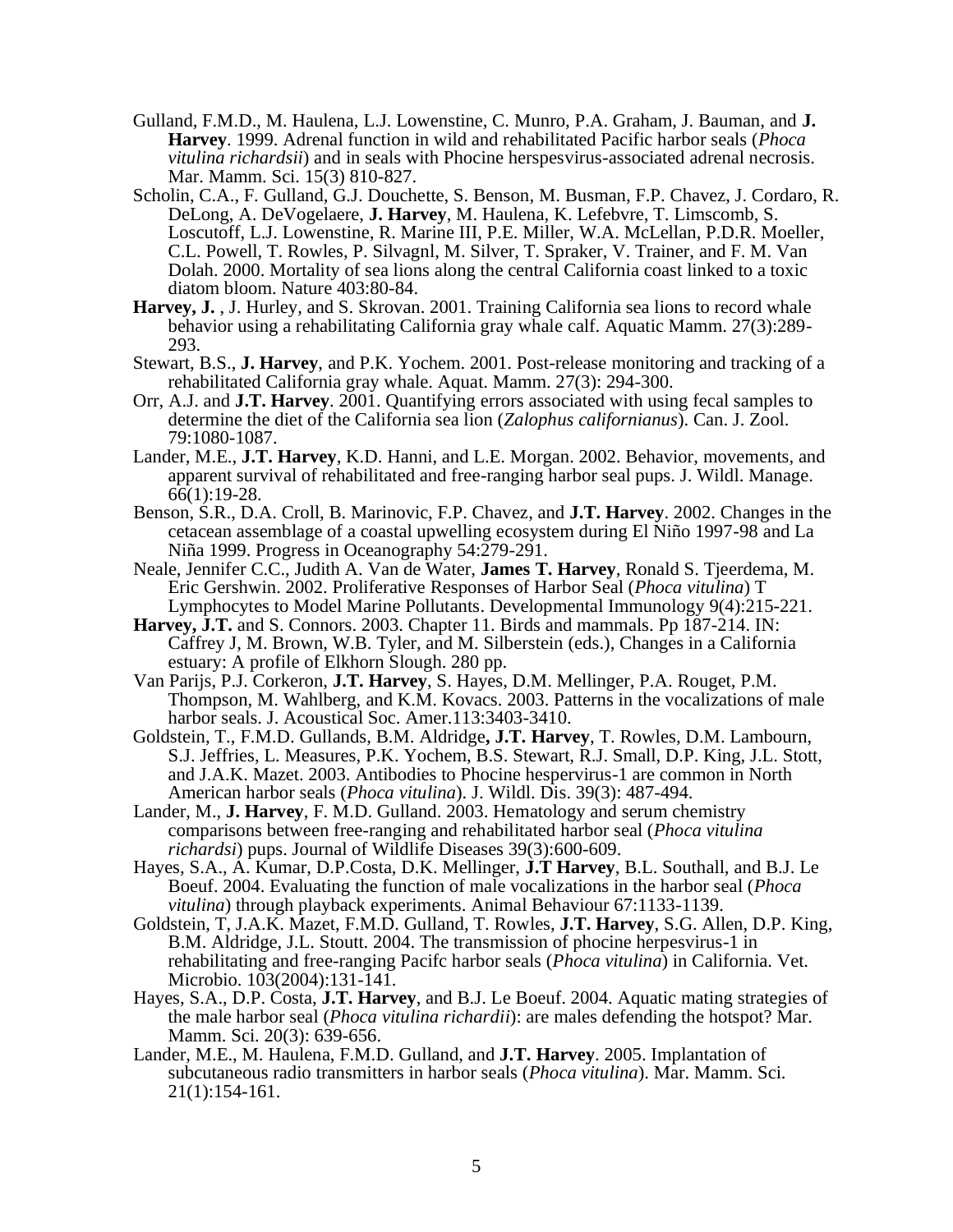Gulland, F.M.D., M. Haulena, L.J. Lowenstine, C. Munro, P.A. Graham, J. Bauman, and **J. Harvey**. 1999. Adrenal function in wild and rehabilitated Pacific harbor seals (*Phoca vitulina richardsii*) and in seals with Phocine herspesvirus-associated adrenal necrosis. Mar. Mamm. Sci. 15(3) 810-827.

Scholin, C.A., F. Gulland, G.J. Douchette, S. Benson, M. Busman, F.P. Chavez, J. Cordaro, R. DeLong, A. DeVogelaere, **J. Harvey**, M. Haulena, K. Lefebvre, T. Limscomb, S. Loscutoff, L.J. Lowenstine, R. Marine III, P.E. Miller, W.A. McLellan, P.D.R. Moeller, C.L. Powell, T. Rowles, P. Silvagnl, M. Silver, T. Spraker, V. Trainer, and F. M. Van Dolah. 2000. Mortality of sea lions along the central California coast linked to a toxic diatom bloom. Nature 403:80-84.

**Harvey, J.** , J. Hurley, and S. Skrovan. 2001. Training California sea lions to record whale behavior using a rehabilitating California gray whale calf. Aquatic Mamm. 27(3):289-293.

Stewart, B.S., **J. Harvey**, and P.K. Yochem. 2001. Post-release monitoring and tracking of a rehabilitated California gray whale. Aquat. Mamm. 27(3): 294-300.

Orr, A.J. and **J.T. Harvey**. 2001. Quantifying errors associated with using fecal samples to determine the diet of the California sea lion (*Zalophus californianus*). Can. J. Zool. 79:1080-1087.

Lander, M.E., **J.T. Harvey**, K.D. Hanni, and L.E. Morgan. 2002. Behavior, movements, and apparent survival of rehabilitated and free-ranging harbor seal pups. J. Wildl. Manage. 66(1):19-28.

Benson, S.R., D.A. Croll, B. Marinovic, F.P. Chavez, and **J.T. Harvey**. 2002. Changes in the cetacean assemblage of a coastal upwelling ecosystem during El Niño 1997-98 and La Niña 1999. Progress in Oceanography 54:279-291.

Neale, Jennifer C.C., Judith A. Van de Water, **James T. Harvey**, Ronald S. Tjeerdema, M. Eric Gershwin. 2002. Proliferative Responses of Harbor Seal (*Phoca vitulina*) T Lymphocytes to Model Marine Pollutants. Developmental Immunology 9(4):215-221.

**Harvey, J.T.** and S. Connors. 2003. Chapter 11. Birds and mammals. Pp 187-214. IN: Caffrey J, M. Brown, W.B. Tyler, and M. Silberstein (eds.), Changes in a California estuary: A profile of Elkhorn Slough. 280 pp.

Van Parijs, P.J. Corkeron, **J.T. Harvey**, S. Hayes, D.M. Mellinger, P.A. Rouget, P.M. Thompson, M. Wahlberg, and K.M. Kovacs. 2003. Patterns in the vocalizations of male harbor seals. J. Acoustical Soc. Amer.113:3403-3410.

Goldstein, T., F.M.D. Gullands, B.M. Aldridge**, J.T. Harvey**, T. Rowles, D.M. Lambourn, S.J. Jeffries, L. Measures, P.K. Yochem, B.S. Stewart, R.J. Small, D.P. King, J.L. Stott, and J.A.K. Mazet. 2003. Antibodies to Phocine hespervirus-1 are common in North American harbor seals (*Phoca vitulina*). J. Wildl. Dis. 39(3): 487-494.

Lander, M., **J. Harvey**, F. M.D. Gulland. 2003. Hematology and serum chemistry comparisons between free-ranging and rehabilitated harbor seal (*Phoca vitulina richardsi*) pups. Journal of Wildlife Diseases 39(3):600-609.

Hayes, S.A., A. Kumar, D.P.Costa, D.K. Mellinger, **J.T Harvey**, B.L. Southall, and B.J. Le Boeuf. 2004. Evaluating the function of male vocalizations in the harbor seal (*Phoca vitulina*) through playback experiments. Animal Behaviour 67:1133-1139.

Goldstein, T, J.A.K. Mazet, F.M.D. Gulland, T. Rowles, **J.T. Harvey**, S.G. Allen, D.P. King, B.M. Aldridge, J.L. Stoutt. 2004. The transmission of phocine herpesvirus-1 in rehabilitating and free-ranging Pacifc harbor seals (*Phoca vitulina*) in California. Vet. Microbio. 103(2004):131-141.

Hayes, S.A., D.P. Costa, **J.T. Harvey**, and B.J. Le Boeuf. 2004. Aquatic mating strategies of the male harbor seal (*Phoca vitulina richardii*): are males defending the hotspot? Mar. Mamm. Sci. 20(3): 639-656.

Lander, M.E., M. Haulena, F.M.D. Gulland, and **J.T. Harvey**. 2005. Implantation of subcutaneous radio transmitters in harbor seals (*Phoca vitulina*). Mar. Mamm. Sci. 21(1):154-161.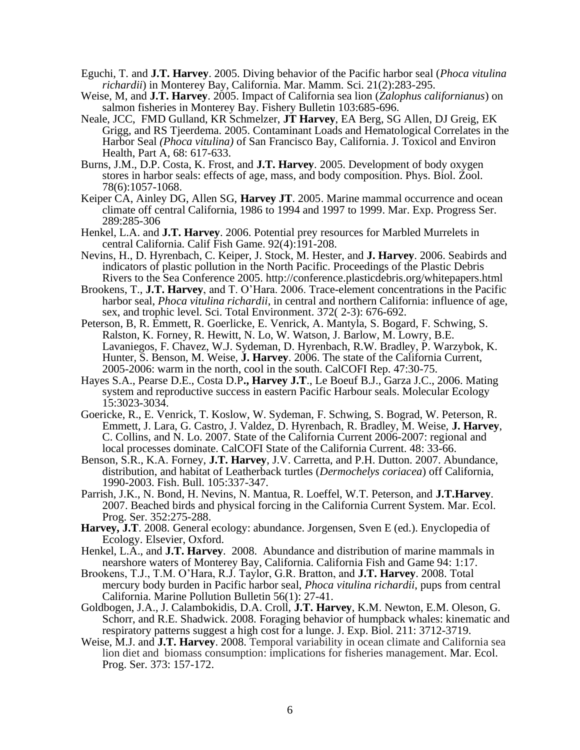Eguchi, T. and **J.T. Harvey**. 2005. Diving behavior of the Pacific harbor seal (*Phoca vitulina richardii*) in Monterey Bay, California. Mar. Mamm. Sci. 21(2):283-295.

Weise, M, and **J.T. Harvey**. 2005. Impact of California sea lion (*Zalophus californianus*) on salmon fisheries in Monterey Bay. Fishery Bulletin 103:685-696.

Neale, JCC, FMD Gulland, KR Schmelzer, **JT Harvey**, EA Berg, SG Allen, DJ Greig, EK Grigg, and RS Tjeerdema. 2005. Contaminant Loads and Hematological Correlates in the Harbor Seal *(Phoca vitulina)* of San Francisco Bay, California. J. Toxicol and Environ Health, Part A, 68: 617-633.

Burns, J.M., D.P. Costa, K. Frost, and **J.T. Harvey**. 2005. Development of body oxygen stores in harbor seals: effects of age, mass, and body composition. Phys. Biol. Zool. 78(6):1057-1068.

Keiper CA, Ainley DG, Allen SG, **Harvey JT**. 2005. Marine mammal occurrence and ocean climate off central California, 1986 to 1994 and 1997 to 1999. Mar. Exp. Progress Ser. 289:285-306

Henkel, L.A. and **J.T. Harvey**. 2006. Potential prey resources for Marbled Murrelets in central California. Calif Fish Game. 92(4):191-208.

Nevins, H., D. Hyrenbach, C. Keiper, J. Stock, M. Hester, and **J. Harvey**. 2006. Seabirds and indicators of plastic pollution in the North Pacific. Proceedings of the Plastic Debris Rivers to the Sea Conference 2005. http://conference.plasticdebris.org/whitepapers.html

Brookens, T., **J.T. Harvey**, and T. O'Hara. 2006. Trace-element concentrations in the Pacific harbor seal, *Phoca vitulina richardii*, in central and northern California: influence of age, sex, and trophic level. Sci. Total Environment. 372( 2-3): 676-692.

Peterson, B, R. Emmett, R. Goerlicke, E. Venrick, A. Mantyla, S. Bogard, F. Schwing, S. Ralston, K. Forney, R. Hewitt, N. Lo, W. Watson, J. Barlow, M. Lowry, B.E. Lavaniegos, F. Chavez, W.J. Sydeman, D. Hyrenbach, R.W. Bradley, P. Warzybok, K. Hunter, S. Benson, M. Weise, **J. Harvey**. 2006. The state of the California Current, 2005-2006: warm in the north, cool in the south. CalCOFI Rep. 47:30-75.

Hayes S.A., Pearse D.E., Costa D.P**., Harvey J.T**., Le Boeuf B.J., Garza J.C., 2006. Mating system and reproductive success in eastern Pacific Harbour seals. Molecular Ecology 15:3023-3034.

Goericke, R., E. Venrick, T. Koslow, W. Sydeman, F. Schwing, S. Bograd, W. Peterson, R. Emmett, J. Lara, G. Castro, J. Valdez, D. Hyrenbach, R. Bradley, M. Weise, **J. Harvey**, C. Collins, and N. Lo. 2007. State of the California Current 2006-2007: regional and local processes dominate. CalCOFI State of the California Current. 48: 33-66.

Benson, S.R., K.A. Forney, **J.T. Harvey**, J.V. Carretta, and P.H. Dutton. 2007. Abundance, distribution, and habitat of Leatherback turtles (*Dermochelys coriacea*) off California, 1990-2003. Fish. Bull. 105:337-347.

Parrish, J.K., N. Bond, H. Nevins, N. Mantua, R. Loeffel, W.T. Peterson, and **J.T.Harvey**. 2007. Beached birds and physical forcing in the California Current System. Mar. Ecol. Prog. Ser. 352:275-288.

**Harvey, J.T**. 2008. General ecology: abundance. Jorgensen, Sven E (ed.). Enyclopedia of Ecology. Elsevier, Oxford.

Henkel, L.A., and **J.T. Harvey**. 2008. Abundance and distribution of marine mammals in nearshore waters of Monterey Bay, California. California Fish and Game 94: 1:17.

Brookens, T.J., T.M. O'Hara, R.J. Taylor, G.R. Bratton, and **J.T. Harvey**. 2008. Total mercury body burden in Pacific harbor seal, *Phoca vitulina richardii*, pups from central California. Marine Pollution Bulletin 56(1): 27-41.

Goldbogen, J.A., J. Calambokidis, D.A. Croll, **J.T. Harvey**, K.M. Newton, E.M. Oleson, G. Schorr, and R.E. Shadwick. 2008. Foraging behavior of humpback whales: kinematic and respiratory patterns suggest a high cost for a lunge. J. Exp. Biol. 211: 3712-3719.

Weise, M.J. and **J.T. Harvey**. 2008. Temporal variability in ocean climate and California sea lion diet and biomass consumption: implications for fisheries management. Mar. Ecol. Prog. Ser. 373: 157-172.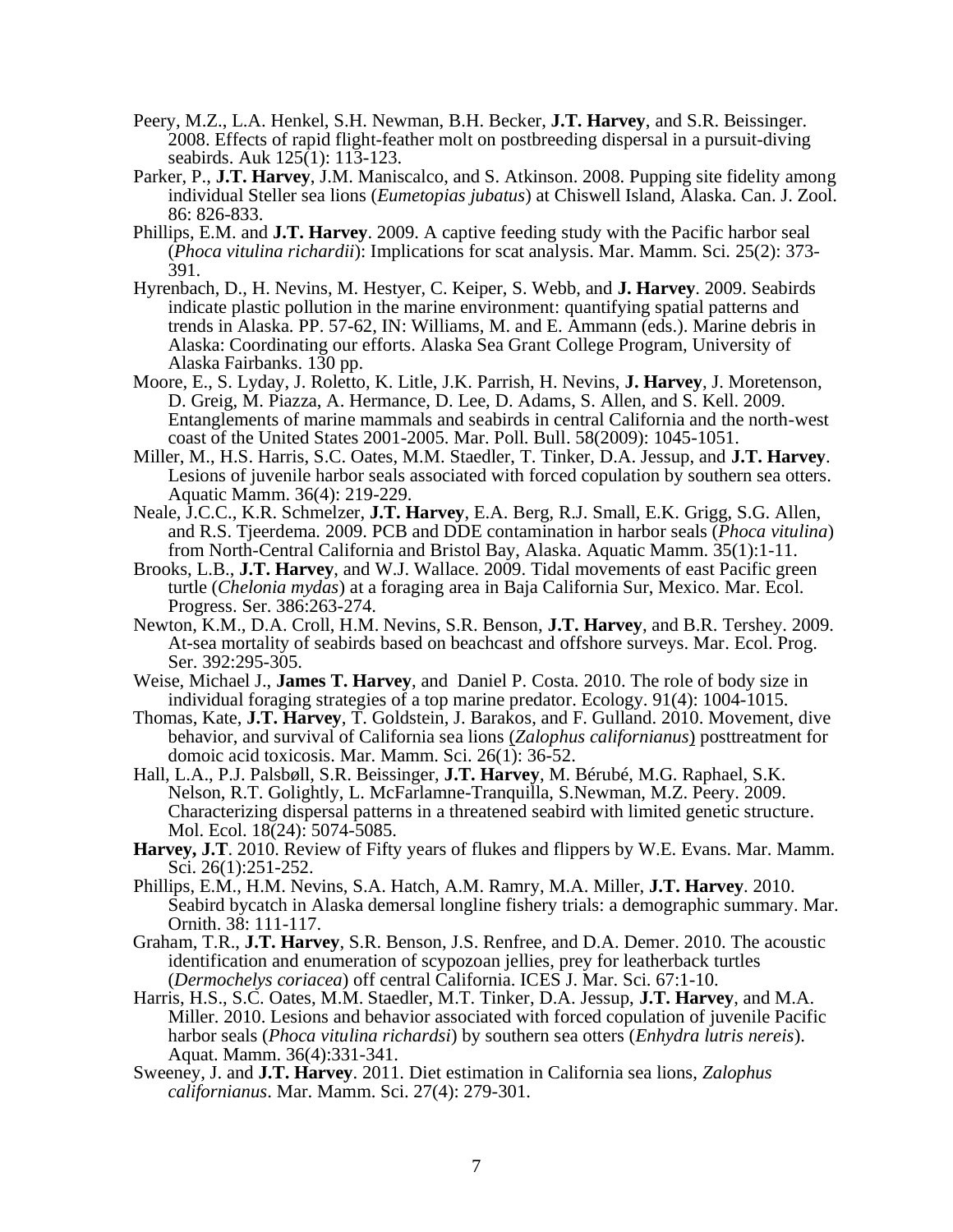Peery, M.Z., L.A. Henkel, S.H. Newman, B.H. Becker, **J.T. Harvey**, and S.R. Beissinger. 2008. Effects of rapid flight-feather molt on postbreeding dispersal in a pursuit-diving seabirds. Auk 125(1): 113-123.

Parker, P., **J.T. Harvey**, J.M. Maniscalco, and S. Atkinson. 2008. Pupping site fidelity among individual Steller sea lions (*Eumetopias jubatus*) at Chiswell Island, Alaska. Can. J. Zool. 86: 826-833.

Phillips, E.M. and **J.T. Harvey**. 2009. A captive feeding study with the Pacific harbor seal (*Phoca vitulina richardii*): Implications for scat analysis. Mar. Mamm. Sci. 25(2): 373-391.

Hyrenbach, D., H. Nevins, M. Hestyer, C. Keiper, S. Webb, and **J. Harvey**. 2009. Seabirds indicate plastic pollution in the marine environment: quantifying spatial patterns and trends in Alaska. PP. 57-62, IN: Williams, M. and E. Ammann (eds.). Marine debris in Alaska: Coordinating our efforts. Alaska Sea Grant College Program, University of Alaska Fairbanks. 130 pp.

Moore, E., S. Lyday, J. Roletto, K. Litle, J.K. Parrish, H. Nevins, **J. Harvey**, J. Moretenson, D. Greig, M. Piazza, A. Hermance, D. Lee, D. Adams, S. Allen, and S. Kell. 2009. Entanglements of marine mammals and seabirds in central California and the north-west coast of the United States 2001-2005. Mar. Poll. Bull. 58(2009): 1045-1051.

Miller, M., H.S. Harris, S.C. Oates, M.M. Staedler, T. Tinker, D.A. Jessup, and **J.T. Harvey**. Lesions of juvenile harbor seals associated with forced copulation by southern sea otters. Aquatic Mamm. 36(4): 219-229.

Neale, J.C.C., K.R. Schmelzer, **J.T. Harvey**, E.A. Berg, R.J. Small, E.K. Grigg, S.G. Allen, and R.S. Tjeerdema. 2009. PCB and DDE contamination in harbor seals (*Phoca vitulina*) from North-Central California and Bristol Bay, Alaska. Aquatic Mamm. 35(1):1-11.

Brooks, L.B., **J.T. Harvey**, and W.J. Wallace. 2009. Tidal movements of east Pacific green turtle (*Chelonia mydas*) at a foraging area in Baja California Sur, Mexico. Mar. Ecol. Progress. Ser. 386:263-274.

Newton, K.M., D.A. Croll, H.M. Nevins, S.R. Benson, **J.T. Harvey**, and B.R. Tershey. 2009. At-sea mortality of seabirds based on beachcast and offshore surveys. Mar. Ecol. Prog. Ser. 392:295-305.

Weise, Michael J., **James T. Harvey**, and Daniel P. Costa. 2010. The role of body size in individual foraging strategies of a top marine predator. Ecology. 91(4): 1004-1015.

Thomas, Kate, **J.T. Harvey**, T. Goldstein, J. Barakos, and F. Gulland. 2010. Movement, dive behavior, and survival of California sea lions (*Zalophus californianus*) posttreatment for domoic acid toxicosis. Mar. Mamm. Sci. 26(1): 36-52.

Hall, L.A., P.J. Palsbøll, S.R. Beissinger, **J.T. Harvey**, M. Bérubé, M.G. Raphael, S.K. Nelson, R.T. Golightly, L. McFarlamne-Tranquilla, S.Newman, M.Z. Peery. 2009. Characterizing dispersal patterns in a threatened seabird with limited genetic structure. Mol. Ecol. 18(24): 5074-5085.

**Harvey, J.T**. 2010. Review of Fifty years of flukes and flippers by W.E. Evans. Mar. Mamm. Sci. 26(1):251-252.

Phillips, E.M., H.M. Nevins, S.A. Hatch, A.M. Ramry, M.A. Miller, **J.T. Harvey**. 2010. Seabird bycatch in Alaska demersal longline fishery trials: a demographic summary. Mar. Ornith. 38: 111-117.

Graham, T.R., **J.T. Harvey**, S.R. Benson, J.S. Renfree, and D.A. Demer. 2010. The acoustic identification and enumeration of scypozoan jellies, prey for leatherback turtles (*Dermochelys coriacea*) off central California. ICES J. Mar. Sci. 67:1-10.

Harris, H.S., S.C. Oates, M.M. Staedler, M.T. Tinker, D.A. Jessup, **J.T. Harvey**, and M.A. Miller. 2010. Lesions and behavior associated with forced copulation of juvenile Pacific harbor seals (*Phoca vitulina richardsi*) by southern sea otters (*Enhydra lutris nereis*). Aquat. Mamm. 36(4):331-341.

Sweeney, J. and **J.T. Harvey**. 2011. Diet estimation in California sea lions, *Zalophus californianus*. Mar. Mamm. Sci. 27(4): 279-301.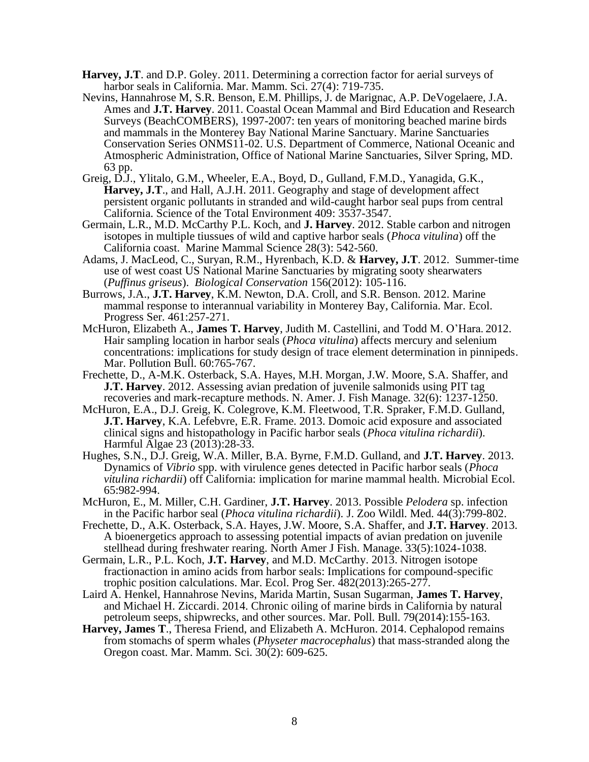**Harvey, J.T**. and D.P. Goley. 2011. Determining a correction factor for aerial surveys of harbor seals in California. Mar. Mamm. Sci. 27(4): 719-735.

Nevins, Hannahrose M, S.R. Benson, E.M. Phillips, J. de Marignac, A.P. DeVogelaere, J.A. Ames and **J.T. Harvey**. 2011. Coastal Ocean Mammal and Bird Education and Research Surveys (BeachCOMBERS), 1997-2007: ten years of monitoring beached marine birds and mammals in the Monterey Bay National Marine Sanctuary. Marine Sanctuaries Conservation Series ONMS11-02. U.S. Department of Commerce, National Oceanic and Atmospheric Administration, Office of National Marine Sanctuaries, Silver Spring, MD. 63 pp.

Greig, D.J., Ylitalo, G.M., Wheeler, E.A., Boyd, D., Gulland, F.M.D., Yanagida, G.K., **Harvey, J.T**., and Hall, A.J.H. 2011. Geography and stage of development affect persistent organic pollutants in stranded and wild-caught harbor seal pups from central California. Science of the Total Environment 409: 3537-3547.

Germain, L.R., M.D. McCarthy P.L. Koch, and **J. Harvey**. 2012. Stable carbon and nitrogen isotopes in multiple tiussues of wild and captive harbor seals (*Phoca vitulina*) off the California coast. Marine Mammal Science 28(3): 542-560.

Adams, J. MacLeod, C., Suryan, R.M., Hyrenbach, K.D. & **Harvey, J.T**. 2012. Summer-time use of west coast US National Marine Sanctuaries by migrating sooty shearwaters (*Puffinus griseus*). *Biological Conservation* 156(2012): 105-116.

Burrows, J.A., **J.T. Harvey**, K.M. Newton, D.A. Croll, and S.R. Benson. 2012. Marine mammal response to interannual variability in Monterey Bay, California. Mar. Ecol. Progress Ser. 461:257-271.

McHuron, Elizabeth A., **James T. Harvey**, Judith M. Castellini, and Todd M. O'Hara. 2012. Hair sampling location in harbor seals (*Phoca vitulina*) affects mercury and selenium concentrations: implications for study design of trace element determination in pinnipeds. Mar. Pollution Bull. 60:765-767.

Frechette, D., A-M.K. Osterback, S.A. Hayes, M.H. Morgan, J.W. Moore, S.A. Shaffer, and **J.T. Harvey**. 2012. Assessing avian predation of juvenile salmonids using PIT tag recoveries and mark-recapture methods. N. Amer. J. Fish Manage. 32(6): 1237-1250.

McHuron, E.A., D.J. Greig, K. Colegrove, K.M. Fleetwood, T.R. Spraker, F.M.D. Gulland, **J.T. Harvey**, K.A. Lefebvre, E.R. Frame. 2013. Domoic acid exposure and associated clinical signs and histopathology in Pacific harbor seals (*Phoca vitulina richardii*). Harmful Algae 23 (2013):28-33.

Hughes, S.N., D.J. Greig, W.A. Miller, B.A. Byrne, F.M.D. Gulland, and **J.T. Harvey**. 2013. Dynamics of *Vibrio* spp. with virulence genes detected in Pacific harbor seals (*Phoca vitulina richardii*) off California: implication for marine mammal health. Microbial Ecol. 65:982-994.

McHuron, E., M. Miller, C.H. Gardiner, **J.T. Harvey**. 2013. Possible *Pelodera* sp. infection in the Pacific harbor seal (*Phoca vitulina richardii*). J. Zoo Wildl. Med. 44(3):799-802.

Frechette, D., A.K. Osterback, S.A. Hayes, J.W. Moore, S.A. Shaffer, and **J.T. Harvey**. 2013. A bioenergetics approach to assessing potential impacts of avian predation on juvenile stellhead during freshwater rearing. North Amer J Fish. Manage. 33(5):1024-1038.

Germain, L.R., P.L. Koch, **J.T. Harvey**, and M.D. McCarthy. 2013. Nitrogen isotope fractionaction in amino acids from harbor seals: Implications for compound-specific trophic position calculations. Mar. Ecol. Prog Ser. 482(2013):265-277.

Laird A. Henkel, Hannahrose Nevins, Marida Martin, Susan Sugarman, **James T. Harvey**, and Michael H. Ziccardi. 2014. Chronic oiling of marine birds in California by natural petroleum seeps, shipwrecks, and other sources. Mar. Poll. Bull. 79(2014):155-163.

**Harvey, James T**., Theresa Friend, and Elizabeth A. McHuron. 2014. Cephalopod remains from stomachs of sperm whales (*Physeter macrocephalus*) that mass-stranded along the Oregon coast. Mar. Mamm. Sci. 30(2): 609-625.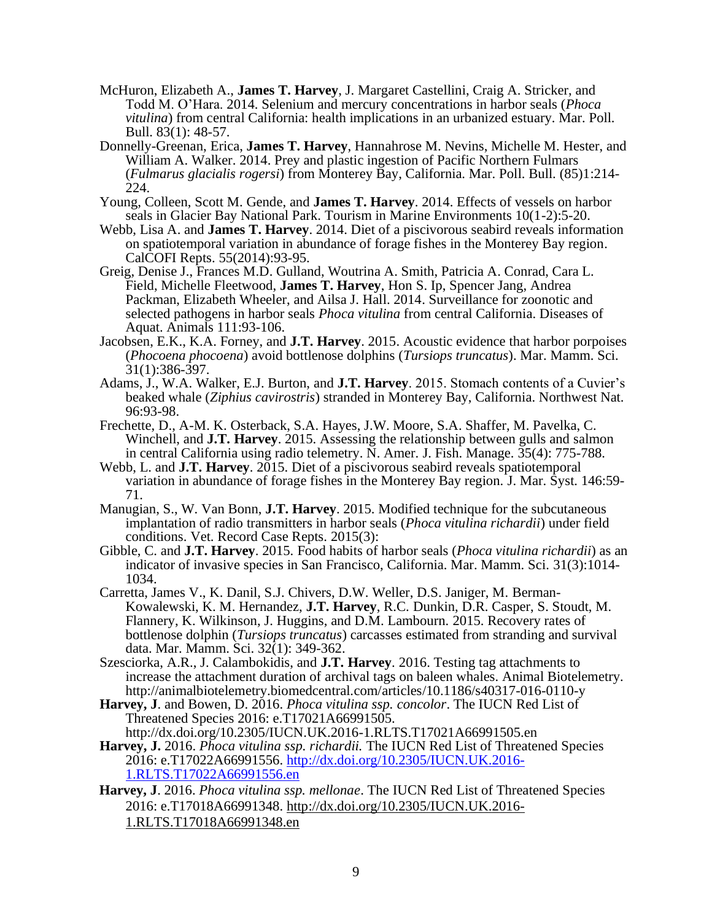McHuron, Elizabeth A., **James T. Harvey**, J. Margaret Castellini, Craig A. Stricker, and Todd M. O'Hara. 2014. Selenium and mercury concentrations in harbor seals (*Phoca vitulina*) from central California: health implications in an urbanized estuary. Mar. Poll. Bull. 83(1): 48-57.

Donnelly-Greenan, Erica, **James T. Harvey**, Hannahrose M. Nevins, Michelle M. Hester, and William A. Walker. 2014. Prey and plastic ingestion of Pacific Northern Fulmars (*Fulmarus glacialis rogersi*) from Monterey Bay, California. Mar. Poll. Bull. (85)1:214-224.

Young, Colleen, Scott M. Gende, and **James T. Harvey**. 2014. Effects of vessels on harbor seals in Glacier Bay National Park. Tourism in Marine Environments 10(1-2):5-20.

Webb, Lisa A. and **James T. Harvey**. 2014. Diet of a piscivorous seabird reveals information on spatiotemporal variation in abundance of forage fishes in the Monterey Bay region. CalCOFI Repts. 55(2014):93-95.

Greig, Denise J., Frances M.D. Gulland, Woutrina A. Smith, Patricia A. Conrad, Cara L. Field, Michelle Fleetwood, **James T. Harvey**, Hon S. Ip, Spencer Jang, Andrea Packman, Elizabeth Wheeler, and Ailsa J. Hall. 2014. Surveillance for zoonotic and selected pathogens in harbor seals *Phoca vitulina* from central California. Diseases of Aquat. Animals 111:93-106.

Jacobsen, E.K., K.A. Forney, and **J.T. Harvey**. 2015. Acoustic evidence that harbor porpoises (*Phocoena phocoena*) avoid bottlenose dolphins (*Tursiops truncatus*). Mar. Mamm. Sci. 31(1):386-397.

Adams, J., W.A. Walker, E.J. Burton, and **J.T. Harvey**. 2015. Stomach contents of a Cuvier's beaked whale (*Ziphius cavirostris*) stranded in Monterey Bay, California. Northwest Nat. 96:93-98.

Frechette, D., A-M. K. Osterback, S.A. Hayes, J.W. Moore, S.A. Shaffer, M. Pavelka, C. Winchell, and **J.T. Harvey**. 2015. Assessing the relationship between gulls and salmon in central California using radio telemetry. N. Amer. J. Fish. Manage. 35(4): 775-788.

Webb, L. and **J.T. Harvey**. 2015. Diet of a piscivorous seabird reveals spatiotemporal variation in abundance of forage fishes in the Monterey Bay region. J. Mar. Syst. 146:59-71.

Manugian, S., W. Van Bonn, **J.T. Harvey**. 2015. Modified technique for the subcutaneous implantation of radio transmitters in harbor seals (*Phoca vitulina richardii*) under field conditions. Vet. Record Case Repts. 2015(3):

Gibble, C. and **J.T. Harvey**. 2015. Food habits of harbor seals (*Phoca vitulina richardii*) as an indicator of invasive species in San Francisco, California. Mar. Mamm. Sci. 31(3):1014-1034.

Carretta, James V., K. Danil, S.J. Chivers, D.W. Weller, D.S. Janiger, M. Berman-Kowalewski, K. M. Hernandez, **J.T. Harvey**, R.C. Dunkin, D.R. Casper, S. Stoudt, M. Flannery, K. Wilkinson, J. Huggins, and D.M. Lambourn. 2015. Recovery rates of bottlenose dolphin (*Tursiops truncatus*) carcasses estimated from stranding and survival data. Mar. Mamm. Sci. 32(1): 349-362.

Szesciorka, A.R., J. Calambokidis, and **J.T. Harvey**. 2016. Testing tag attachments to increase the attachment duration of archival tags on baleen whales. Animal Biotelemetry. http://animalbiotelemetry.biomedcentral.com/articles/10.1186/s40317-016-0110-y

**Harvey, J**. and Bowen, D. 2016. *Phoca vitulina ssp. concolor*. The IUCN Red List of Threatened Species 2016: e.T17021A66991505. http://dx.doi.org/10.2305/IUCN.UK.2016-1.RLTS.T17021A66991505.en

**Harvey, J.** 2016. *Phoca vitulina ssp. richardii.* The IUCN Red List of Threatened Species 2016: e.T17022A66991556. http://dx.doi.org/10.2305/IUCN.UK.2016-1.RLTS.T17022A66991556.en

**Harvey, J**. 2016. *Phoca vitulina ssp. mellonae*. The IUCN Red List of Threatened Species 2016: e.T17018A66991348. http://dx.doi.org/10.2305/IUCN.UK.2016-1.RLTS.T17018A66991348.en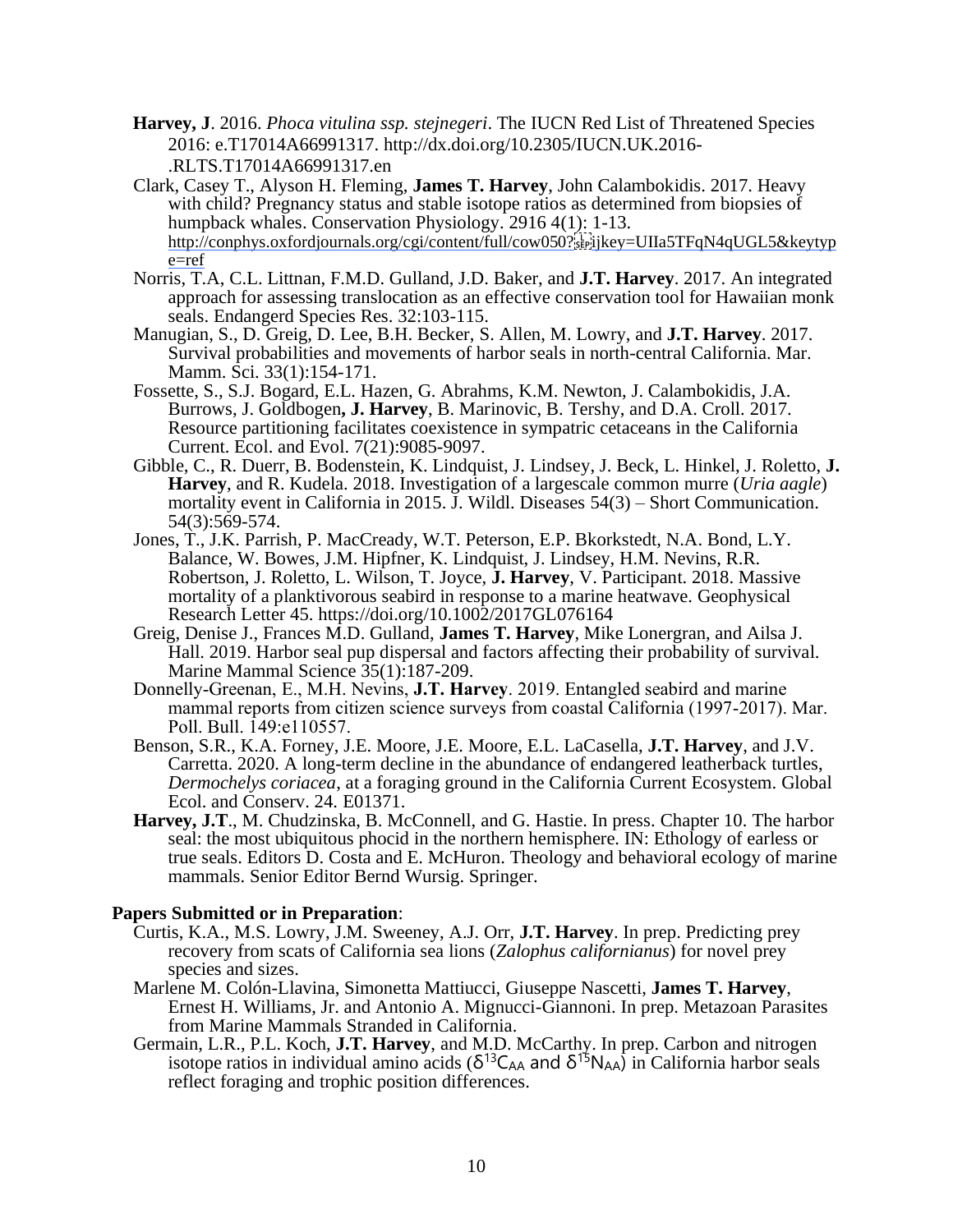**Harvey, J**. 2016. *Phoca vitulina ssp. stejnegeri*. The IUCN Red List of Threatened Species 2016: e.T17014A66991317. http://dx.doi.org/10.2305/IUCN.UK.2016-.RLTS.T17014A66991317.en

Clark, Casey T., Alyson H. Fleming, **James T. Harvey**, John Calambokidis. 2017. Heavy with child? Pregnancy status and stable isotope ratios as determined from biopsies of humpback whales. Conservation Physiology. 2916 4(1): 1-13. http://conphys.oxfordjournals.org/cgi/content/full/cow050?ijkey=UIIa5TFqN4qUGL5&keytype=ref

Norris, T.A, C.L. Littnan, F.M.D. Gulland, J.D. Baker, and **J.T. Harvey**. 2017. An integrated approach for assessing translocation as an effective conservation tool for Hawaiian monk seals. Endangerd Species Res. 32:103-115.

Manugian, S., D. Greig, D. Lee, B.H. Becker, S. Allen, M. Lowry, and **J.T. Harvey**. 2017. Survival probabilities and movements of harbor seals in north-central California. Mar. Mamm. Sci. 33(1):154-171.

Fossette, S., S.J. Bogard, E.L. Hazen, G. Abrahms, K.M. Newton, J. Calambokidis, J.A. Burrows, J. Goldbogen**, J. Harvey**, B. Marinovic, B. Tershy, and D.A. Croll. 2017. Resource partitioning facilitates coexistence in sympatric cetaceans in the California Current. Ecol. and Evol. 7(21):9085-9097.

Gibble, C., R. Duerr, B. Bodenstein, K. Lindquist, J. Lindsey, J. Beck, L. Hinkel, J. Roletto, **J. Harvey**, and R. Kudela. 2018. Investigation of a largescale common murre (*Uria aagle*) mortality event in California in 2015. J. Wildl. Diseases 54(3) – Short Communication. 54(3):569-574.

Jones, T., J.K. Parrish, P. MacCready, W.T. Peterson, E.P. Bkorkstedt, N.A. Bond, L.Y. Balance, W. Bowes, J.M. Hipfner, K. Lindquist, J. Lindsey, H.M. Nevins, R.R. Robertson, J. Roletto, L. Wilson, T. Joyce, **J. Harvey**, V. Participant. 2018. Massive mortality of a planktivorous seabird in response to a marine heatwave. Geophysical Research Letter 45. https://doi.org/10.1002/2017GL076164

Greig, Denise J., Frances M.D. Gulland, **James T. Harvey**, Mike Lonergran, and Ailsa J. Hall. 2019. Harbor seal pup dispersal and factors affecting their probability of survival. Marine Mammal Science 35(1):187-209.

Donnelly-Greenan, E., M.H. Nevins, **J.T. Harvey**. 2019. Entangled seabird and marine mammal reports from citizen science surveys from coastal California (1997-2017). Mar. Poll. Bull. 149:e110557.

Benson, S.R., K.A. Forney, J.E. Moore, J.E. Moore, E.L. LaCasella, **J.T. Harvey**, and J.V. Carretta. 2020. A long-term decline in the abundance of endangered leatherback turtles, *Dermochelys coriacea*, at a foraging ground in the California Current Ecosystem. Global Ecol. and Conserv. 24. E01371.

**Harvey, J.T**., M. Chudzinska, B. McConnell, and G. Hastie. In press. Chapter 10. The harbor seal: the most ubiquitous phocid in the northern hemisphere. IN: Ethology of earless or true seals. Editors D. Costa and E. McHuron. Theology and behavioral ecology of marine mammals. Senior Editor Bernd Wursig. Springer.

**Papers Submitted or in Preparation**:

Curtis, K.A., M.S. Lowry, J.M. Sweeney, A.J. Orr, **J.T. Harvey**. In prep. Predicting prey recovery from scats of California sea lions (*Zalophus californianus*) for novel prey species and sizes.

Marlene M. Colón-Llavina, Simonetta Mattiucci, Giuseppe Nascetti, **James T. Harvey**, Ernest H. Williams, Jr. and Antonio A. Mignucci-Giannoni. In prep. Metazoan Parasites from Marine Mammals Stranded in California.

Germain, L.R., P.L. Koch, **J.T. Harvey**, and M.D. McCarthy. In prep. Carbon and nitrogen isotope ratios in individual amino acids ($\delta^{13}C_{AA}$ and $\delta^{15}N_{AA}$) in California harbor seals reflect foraging and trophic position differences.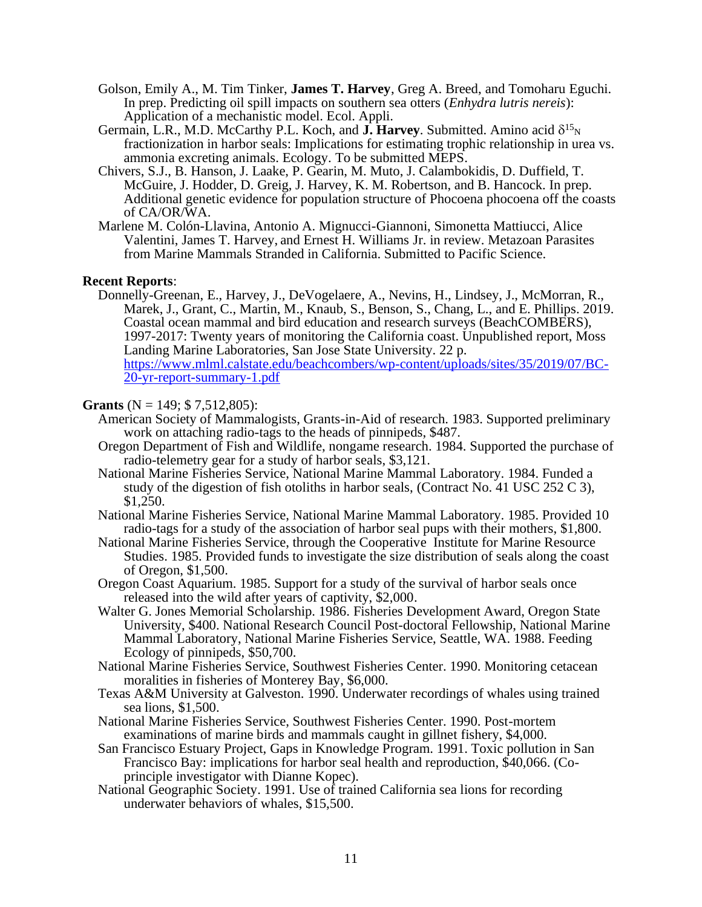Golson, Emily A., M. Tim Tinker, **James T. Harvey**, Greg A. Breed, and Tomoharu Eguchi. In prep. Predicting oil spill impacts on southern sea otters (*Enhydra lutris nereis*): Application of a mechanistic model. Ecol. Appli.

Germain, L.R., M.D. McCarthy P.L. Koch, and **J. Harvey**. Submitted. Amino acid $\delta^{15}{}_{N}$ fractionization in harbor seals: Implications for estimating trophic relationship in urea vs. ammonia excreting animals. Ecology. To be submitted MEPS.

Chivers, S.J., B. Hanson, J. Laake, P. Gearin, M. Muto, J. Calambokidis, D. Duffield, T. McGuire, J. Hodder, D. Greig, J. Harvey, K. M. Robertson, and B. Hancock. In prep. Additional genetic evidence for population structure of Phocoena phocoena off the coasts of CA/OR/WA.

Marlene M. Colón-Llavina, Antonio A. Mignucci-Giannoni, Simonetta Mattiucci, Alice Valentini, James T. Harvey, and Ernest H. Williams Jr. in review. Metazoan Parasites from Marine Mammals Stranded in California. Submitted to Pacific Science.

**Recent Reports**:

Donnelly-Greenan, E., Harvey, J., DeVogelaere, A., Nevins, H., Lindsey, J., McMorran, R., Marek, J., Grant, C., Martin, M., Knaub, S., Benson, S., Chang, L., and E. Phillips. 2019. Coastal ocean mammal and bird education and research surveys (BeachCOMBERS), 1997-2017: Twenty years of monitoring the California coast. Unpublished report, Moss Landing Marine Laboratories, San Jose State University. 22 p. https://www.mlml.calstate.edu/beachcombers/wp-content/uploads/sites/35/2019/07/BC-20-yr-report-summary-1.pdf

**Grants** (N = 149; $ 7,512,805):

American Society of Mammalogists, Grants-in-Aid of research. 1983. Supported preliminary work on attaching radio-tags to the heads of pinnipeds, $487.

Oregon Department of Fish and Wildlife, nongame research. 1984. Supported the purchase of radio-telemetry gear for a study of harbor seals, $3,121.

National Marine Fisheries Service, National Marine Mammal Laboratory. 1984. Funded a study of the digestion of fish otoliths in harbor seals, (Contract No. 41 USC 252 C 3), $1,250.

National Marine Fisheries Service, National Marine Mammal Laboratory. 1985. Provided 10 radio-tags for a study of the association of harbor seal pups with their mothers, $1,800.

National Marine Fisheries Service, through the Cooperative Institute for Marine Resource Studies. 1985. Provided funds to investigate the size distribution of seals along the coast of Oregon, $1,500.

Oregon Coast Aquarium. 1985. Support for a study of the survival of harbor seals once released into the wild after years of captivity, $2,000.

Walter G. Jones Memorial Scholarship. 1986. Fisheries Development Award, Oregon State University, $400. National Research Council Post-doctoral Fellowship, National Marine Mammal Laboratory, National Marine Fisheries Service, Seattle, WA. 1988. Feeding Ecology of pinnipeds, $50,700.

National Marine Fisheries Service, Southwest Fisheries Center. 1990. Monitoring cetacean moralities in fisheries of Monterey Bay, $6,000.

Texas A&M University at Galveston. 1990. Underwater recordings of whales using trained sea lions, $1,500.

National Marine Fisheries Service, Southwest Fisheries Center. 1990. Post-mortem examinations of marine birds and mammals caught in gillnet fishery, $4,000.

San Francisco Estuary Project, Gaps in Knowledge Program. 1991. Toxic pollution in San Francisco Bay: implications for harbor seal health and reproduction, $40,066. (Co-principle investigator with Dianne Kopec).

National Geographic Society. 1991. Use of trained California sea lions for recording underwater behaviors of whales, $15,500.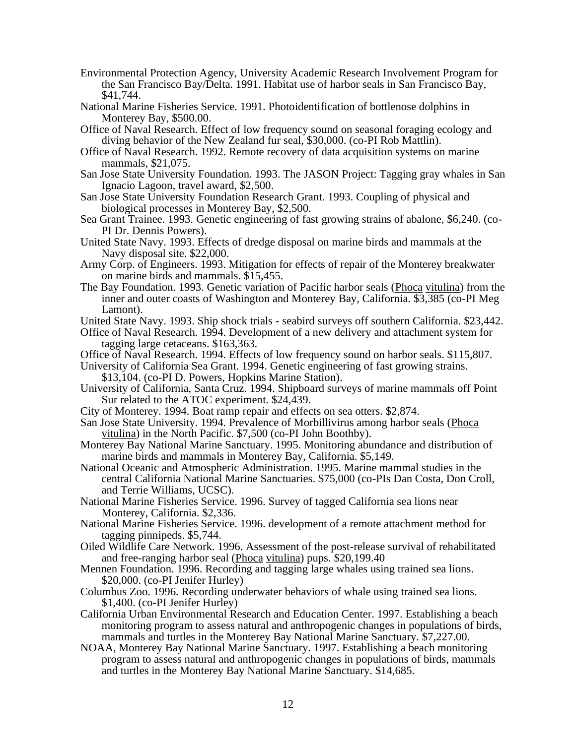Environmental Protection Agency, University Academic Research Involvement Program for the San Francisco Bay/Delta. 1991. Habitat use of harbor seals in San Francisco Bay, $41,744.

National Marine Fisheries Service. 1991. Photoidentification of bottlenose dolphins in Monterey Bay, $500.00.

Office of Naval Research. Effect of low frequency sound on seasonal foraging ecology and diving behavior of the New Zealand fur seal, $30,000. (co-PI Rob Mattlin).

Office of Naval Research. 1992. Remote recovery of data acquisition systems on marine mammals, $21,075.

San Jose State University Foundation. 1993. The JASON Project: Tagging gray whales in San Ignacio Lagoon, travel award, $2,500.

San Jose State University Foundation Research Grant. 1993. Coupling of physical and biological processes in Monterey Bay, $2,500.

Sea Grant Trainee. 1993. Genetic engineering of fast growing strains of abalone, $6,240. (co-PI Dr. Dennis Powers).

United State Navy. 1993. Effects of dredge disposal on marine birds and mammals at the Navy disposal site. $22,000.

Army Corp. of Engineers. 1993. Mitigation for effects of repair of the Monterey breakwater on marine birds and mammals. $15,455.

The Bay Foundation. 1993. Genetic variation of Pacific harbor seals (<u>Phoca</u> <u>vitulina</u>) from the inner and outer coasts of Washington and Monterey Bay, California. $3,385 (co-PI Meg Lamont).

United State Navy. 1993. Ship shock trials - seabird surveys off southern California. $23,442.

Office of Naval Research. 1994. Development of a new delivery and attachment system for tagging large cetaceans. $163,363.

Office of Naval Research. 1994. Effects of low frequency sound on harbor seals. $115,807.

University of California Sea Grant. 1994. Genetic engineering of fast growing strains. $13,104. (co-PI D. Powers, Hopkins Marine Station).

University of California, Santa Cruz. 1994. Shipboard surveys of marine mammals off Point Sur related to the ATOC experiment. $24,439.

City of Monterey. 1994. Boat ramp repair and effects on sea otters. $2,874.

San Jose State University. 1994. Prevalence of Morbillivirus among harbor seals (<u>Phoca</u> <u>vitulina</u>) in the North Pacific. $7,500 (co-PI John Boothby).

Monterey Bay National Marine Sanctuary. 1995. Monitoring abundance and distribution of marine birds and mammals in Monterey Bay, California. $5,149.

National Oceanic and Atmospheric Administration. 1995. Marine mammal studies in the central California National Marine Sanctuaries. $75,000 (co-PIs Dan Costa, Don Croll, and Terrie Williams, UCSC).

National Marine Fisheries Service. 1996. Survey of tagged California sea lions near Monterey, California. $2,336.

National Marine Fisheries Service. 1996. development of a remote attachment method for tagging pinnipeds. $5,744.

Oiled Wildlife Care Network. 1996. Assessment of the post-release survival of rehabilitated and free-ranging harbor seal (<u>Phoca</u> <u>vitulina</u>) pups. $20,199.40

Mennen Foundation. 1996. Recording and tagging large whales using trained sea lions. $20,000. (co-PI Jenifer Hurley)

Columbus Zoo. 1996. Recording underwater behaviors of whale using trained sea lions. $1,400. (co-PI Jenifer Hurley)

California Urban Environmental Research and Education Center. 1997. Establishing a beach monitoring program to assess natural and anthropogenic changes in populations of birds, mammals and turtles in the Monterey Bay National Marine Sanctuary. $7,227.00.

NOAA, Monterey Bay National Marine Sanctuary. 1997. Establishing a beach monitoring program to assess natural and anthropogenic changes in populations of birds, mammals and turtles in the Monterey Bay National Marine Sanctuary. $14,685.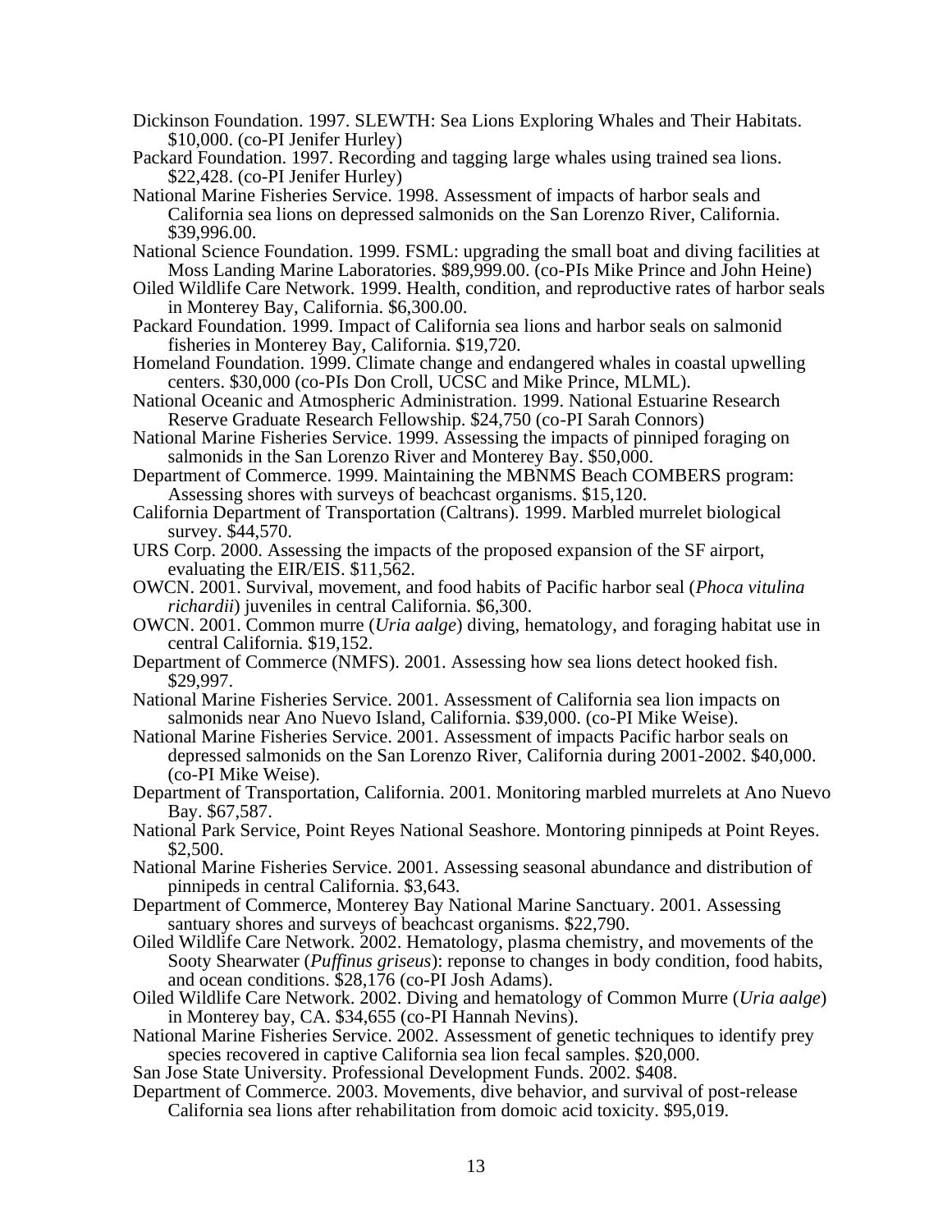Dickinson Foundation. 1997. SLEWTH: Sea Lions Exploring Whales and Their Habitats. $10,000. (co-PI Jenifer Hurley)

Packard Foundation. 1997. Recording and tagging large whales using trained sea lions. $22,428. (co-PI Jenifer Hurley)

National Marine Fisheries Service. 1998. Assessment of impacts of harbor seals and California sea lions on depressed salmonids on the San Lorenzo River, California. $39,996.00.

National Science Foundation. 1999. FSML: upgrading the small boat and diving facilities at Moss Landing Marine Laboratories. $89,999.00. (co-PIs Mike Prince and John Heine)

Oiled Wildlife Care Network. 1999. Health, condition, and reproductive rates of harbor seals in Monterey Bay, California. $6,300.00.

Packard Foundation. 1999. Impact of California sea lions and harbor seals on salmonid fisheries in Monterey Bay, California. $19,720.

Homeland Foundation. 1999. Climate change and endangered whales in coastal upwelling centers. $30,000 (co-PIs Don Croll, UCSC and Mike Prince, MLML).

National Oceanic and Atmospheric Administration. 1999. National Estuarine Research Reserve Graduate Research Fellowship. $24,750 (co-PI Sarah Connors)

National Marine Fisheries Service. 1999. Assessing the impacts of pinniped foraging on salmonids in the San Lorenzo River and Monterey Bay. $50,000.

Department of Commerce. 1999. Maintaining the MBNMS Beach COMBERS program: Assessing shores with surveys of beachcast organisms. $15,120.

California Department of Transportation (Caltrans). 1999. Marbled murrelet biological survey. $44,570.

URS Corp. 2000. Assessing the impacts of the proposed expansion of the SF airport, evaluating the EIR/EIS. $11,562.

OWCN. 2001. Survival, movement, and food habits of Pacific harbor seal (*Phoca vitulina richardii*) juveniles in central California. $6,300.

OWCN. 2001. Common murre (*Uria aalge*) diving, hematology, and foraging habitat use in central California. $19,152.

Department of Commerce (NMFS). 2001. Assessing how sea lions detect hooked fish. $29,997.

National Marine Fisheries Service. 2001. Assessment of California sea lion impacts on salmonids near Ano Nuevo Island, California. $39,000. (co-PI Mike Weise).

National Marine Fisheries Service. 2001. Assessment of impacts Pacific harbor seals on depressed salmonids on the San Lorenzo River, California during 2001-2002. $40,000. (co-PI Mike Weise).

Department of Transportation, California. 2001. Monitoring marbled murrelets at Ano Nuevo Bay. $67,587.

National Park Service, Point Reyes National Seashore. Montoring pinnipeds at Point Reyes. $2,500.

National Marine Fisheries Service. 2001. Assessing seasonal abundance and distribution of pinnipeds in central California. $3,643.

Department of Commerce, Monterey Bay National Marine Sanctuary. 2001. Assessing santuary shores and surveys of beachcast organisms. $22,790.

Oiled Wildlife Care Network. 2002. Hematology, plasma chemistry, and movements of the Sooty Shearwater (*Puffinus griseus*): reponse to changes in body condition, food habits, and ocean conditions. $28,176 (co-PI Josh Adams).

Oiled Wildlife Care Network. 2002. Diving and hematology of Common Murre (*Uria aalge*) in Monterey bay, CA. $34,655 (co-PI Hannah Nevins).

National Marine Fisheries Service. 2002. Assessment of genetic techniques to identify prey species recovered in captive California sea lion fecal samples. $20,000.

San Jose State University. Professional Development Funds. 2002. $408.

Department of Commerce. 2003. Movements, dive behavior, and survival of post-release California sea lions after rehabilitation from domoic acid toxicity. $95,019.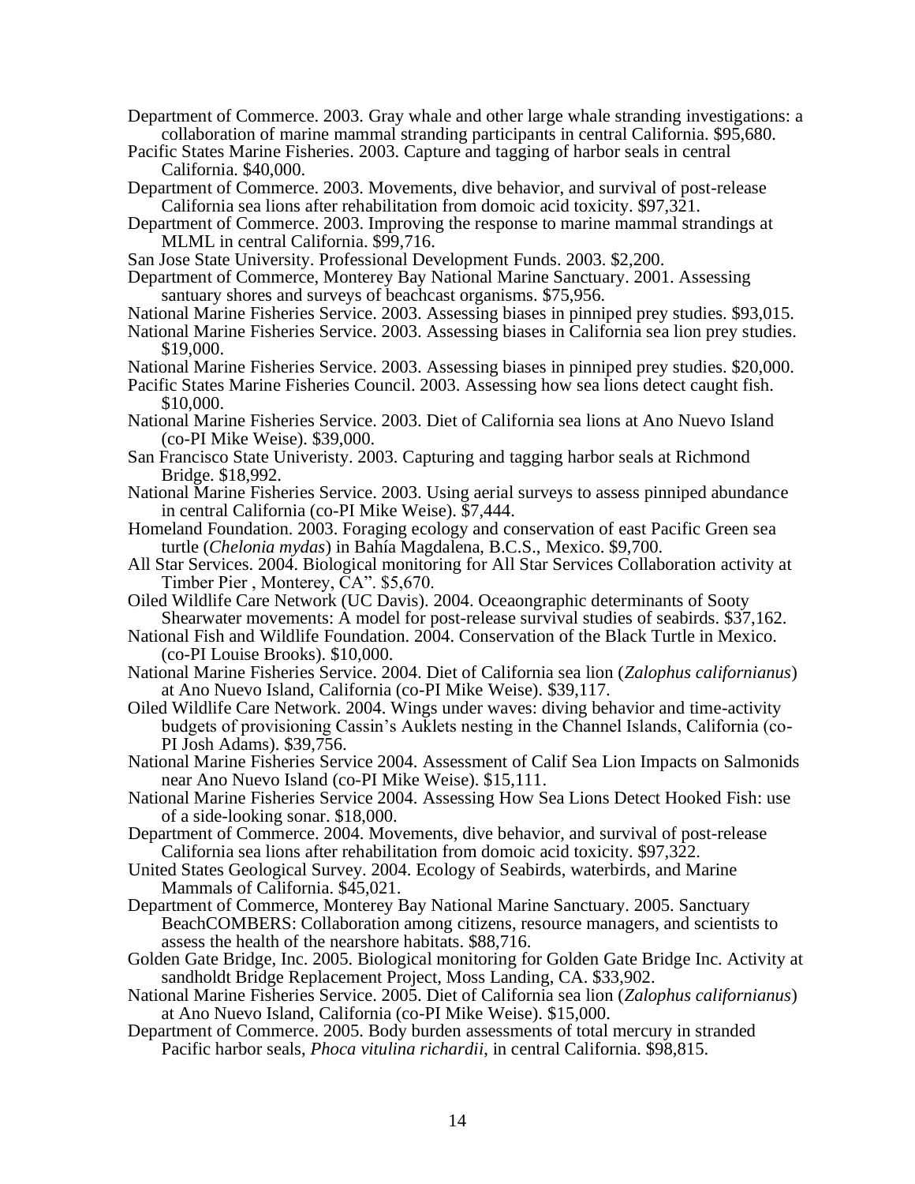Department of Commerce. 2003. Gray whale and other large whale stranding investigations: a collaboration of marine mammal stranding participants in central California. $95,680.

Pacific States Marine Fisheries. 2003. Capture and tagging of harbor seals in central California. $40,000.

Department of Commerce. 2003. Movements, dive behavior, and survival of post-release California sea lions after rehabilitation from domoic acid toxicity. $97,321.

Department of Commerce. 2003. Improving the response to marine mammal strandings at MLML in central California. $99,716.

San Jose State University. Professional Development Funds. 2003. $2,200.

Department of Commerce, Monterey Bay National Marine Sanctuary. 2001. Assessing santuary shores and surveys of beachcast organisms. $75,956.

National Marine Fisheries Service. 2003. Assessing biases in pinniped prey studies. $93,015.

National Marine Fisheries Service. 2003. Assessing biases in California sea lion prey studies. $19,000.

National Marine Fisheries Service. 2003. Assessing biases in pinniped prey studies. $20,000.

Pacific States Marine Fisheries Council. 2003. Assessing how sea lions detect caught fish. $10,000.

National Marine Fisheries Service. 2003. Diet of California sea lions at Ano Nuevo Island (co-PI Mike Weise). $39,000.

San Francisco State Univeristy. 2003. Capturing and tagging harbor seals at Richmond Bridge. $18,992.

National Marine Fisheries Service. 2003. Using aerial surveys to assess pinniped abundance in central California (co-PI Mike Weise). $7,444.

Homeland Foundation. 2003. Foraging ecology and conservation of east Pacific Green sea turtle (*Chelonia mydas*) in Bahía Magdalena, B.C.S., Mexico. $9,700.

All Star Services. 2004. Biological monitoring for All Star Services Collaboration activity at Timber Pier , Monterey, CA". $5,670.

Oiled Wildlife Care Network (UC Davis). 2004. Oceaongraphic determinants of Sooty Shearwater movements: A model for post-release survival studies of seabirds. $37,162.

National Fish and Wildlife Foundation. 2004. Conservation of the Black Turtle in Mexico. (co-PI Louise Brooks). $10,000.

National Marine Fisheries Service. 2004. Diet of California sea lion (*Zalophus californianus*) at Ano Nuevo Island, California (co-PI Mike Weise). $39,117.

Oiled Wildlife Care Network. 2004. Wings under waves: diving behavior and time-activity budgets of provisioning Cassin's Auklets nesting in the Channel Islands, California (co-PI Josh Adams). $39,756.

National Marine Fisheries Service 2004. Assessment of Calif Sea Lion Impacts on Salmonids near Ano Nuevo Island (co-PI Mike Weise). $15,111.

National Marine Fisheries Service 2004. Assessing How Sea Lions Detect Hooked Fish: use of a side-looking sonar. $18,000.

Department of Commerce. 2004. Movements, dive behavior, and survival of post-release California sea lions after rehabilitation from domoic acid toxicity. $97,322.

United States Geological Survey. 2004. Ecology of Seabirds, waterbirds, and Marine Mammals of California. $45,021.

Department of Commerce, Monterey Bay National Marine Sanctuary. 2005. Sanctuary BeachCOMBERS: Collaboration among citizens, resource managers, and scientists to assess the health of the nearshore habitats. $88,716.

Golden Gate Bridge, Inc. 2005. Biological monitoring for Golden Gate Bridge Inc. Activity at sandholdt Bridge Replacement Project, Moss Landing, CA. $33,902.

National Marine Fisheries Service. 2005. Diet of California sea lion (*Zalophus californianus*) at Ano Nuevo Island, California (co-PI Mike Weise). $15,000.

Department of Commerce. 2005. Body burden assessments of total mercury in stranded Pacific harbor seals, *Phoca vitulina richardii*, in central California. $98,815.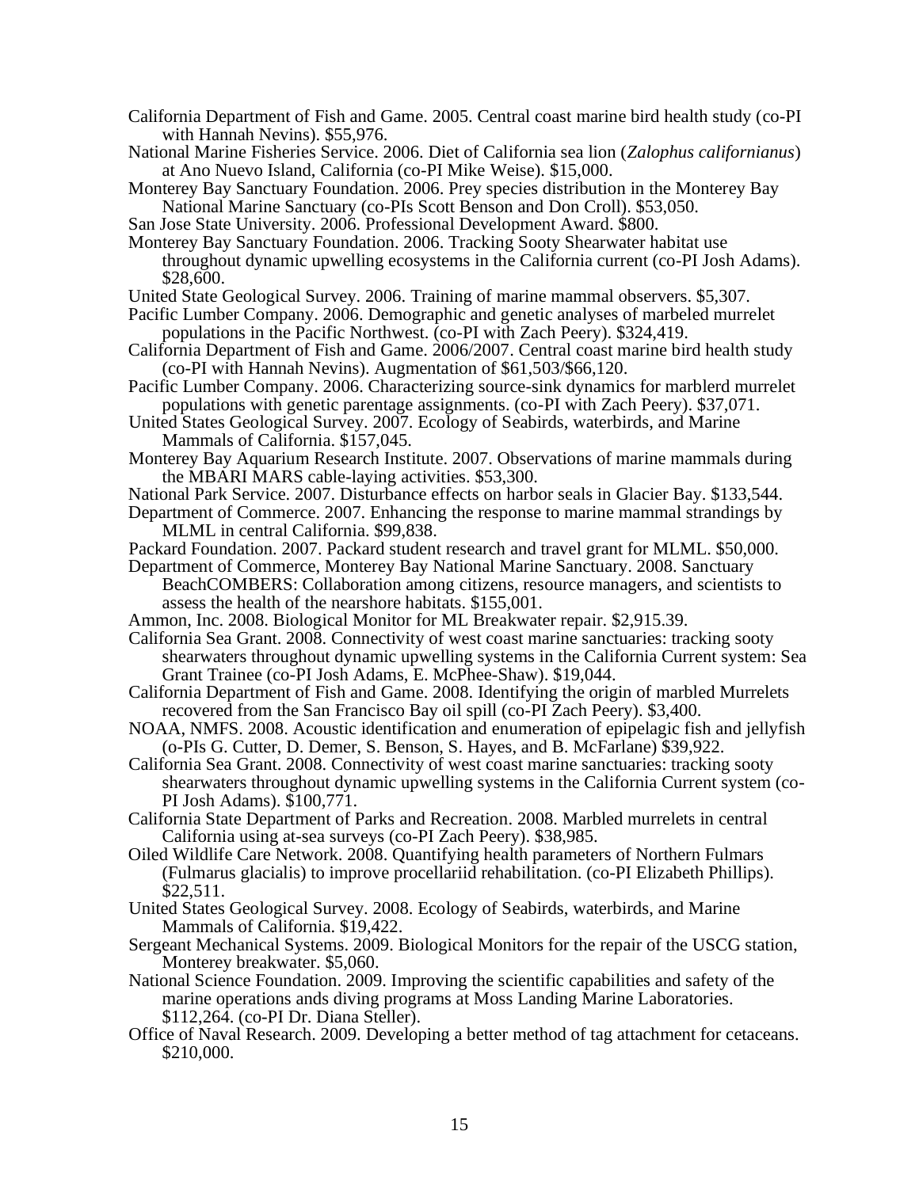California Department of Fish and Game. 2005. Central coast marine bird health study (co-PI with Hannah Nevins). $55,976.

National Marine Fisheries Service. 2006. Diet of California sea lion (*Zalophus californianus*) at Ano Nuevo Island, California (co-PI Mike Weise). $15,000.

Monterey Bay Sanctuary Foundation. 2006. Prey species distribution in the Monterey Bay National Marine Sanctuary (co-PIs Scott Benson and Don Croll). $53,050.

San Jose State University. 2006. Professional Development Award. $800.

Monterey Bay Sanctuary Foundation. 2006. Tracking Sooty Shearwater habitat use throughout dynamic upwelling ecosystems in the California current (co-PI Josh Adams). $28,600.

United State Geological Survey. 2006. Training of marine mammal observers. $5,307.

Pacific Lumber Company. 2006. Demographic and genetic analyses of marbeled murrelet populations in the Pacific Northwest. (co-PI with Zach Peery). $324,419.

California Department of Fish and Game. 2006/2007. Central coast marine bird health study (co-PI with Hannah Nevins). Augmentation of $61,503/$66,120.

Pacific Lumber Company. 2006. Characterizing source-sink dynamics for marblerd murrelet populations with genetic parentage assignments. (co-PI with Zach Peery). $37,071.

United States Geological Survey. 2007. Ecology of Seabirds, waterbirds, and Marine Mammals of California. $157,045.

Monterey Bay Aquarium Research Institute. 2007. Observations of marine mammals during the MBARI MARS cable-laying activities. $53,300.

National Park Service. 2007. Disturbance effects on harbor seals in Glacier Bay. $133,544.

Department of Commerce. 2007. Enhancing the response to marine mammal strandings by MLML in central California. $99,838.

Packard Foundation. 2007. Packard student research and travel grant for MLML. $50,000.

Department of Commerce, Monterey Bay National Marine Sanctuary. 2008. Sanctuary BeachCOMBERS: Collaboration among citizens, resource managers, and scientists to assess the health of the nearshore habitats. $155,001.

Ammon, Inc. 2008. Biological Monitor for ML Breakwater repair. $2,915.39.

California Sea Grant. 2008. Connectivity of west coast marine sanctuaries: tracking sooty shearwaters throughout dynamic upwelling systems in the California Current system: Sea Grant Trainee (co-PI Josh Adams, E. McPhee-Shaw). $19,044.

California Department of Fish and Game. 2008. Identifying the origin of marbled Murrelets recovered from the San Francisco Bay oil spill (co-PI Zach Peery). $3,400.

NOAA, NMFS. 2008. Acoustic identification and enumeration of epipelagic fish and jellyfish (o-PIs G. Cutter, D. Demer, S. Benson, S. Hayes, and B. McFarlane) $39,922.

California Sea Grant. 2008. Connectivity of west coast marine sanctuaries: tracking sooty shearwaters throughout dynamic upwelling systems in the California Current system (co-PI Josh Adams). $100,771.

California State Department of Parks and Recreation. 2008. Marbled murrelets in central California using at-sea surveys (co-PI Zach Peery). $38,985.

Oiled Wildlife Care Network. 2008. Quantifying health parameters of Northern Fulmars (Fulmarus glacialis) to improve procellariid rehabilitation. (co-PI Elizabeth Phillips). $22,511.

United States Geological Survey. 2008. Ecology of Seabirds, waterbirds, and Marine Mammals of California. $19,422.

Sergeant Mechanical Systems. 2009. Biological Monitors for the repair of the USCG station, Monterey breakwater. $5,060.

National Science Foundation. 2009. Improving the scientific capabilities and safety of the marine operations ands diving programs at Moss Landing Marine Laboratories. $112,264. (co-PI Dr. Diana Steller).

Office of Naval Research. 2009. Developing a better method of tag attachment for cetaceans. $210,000.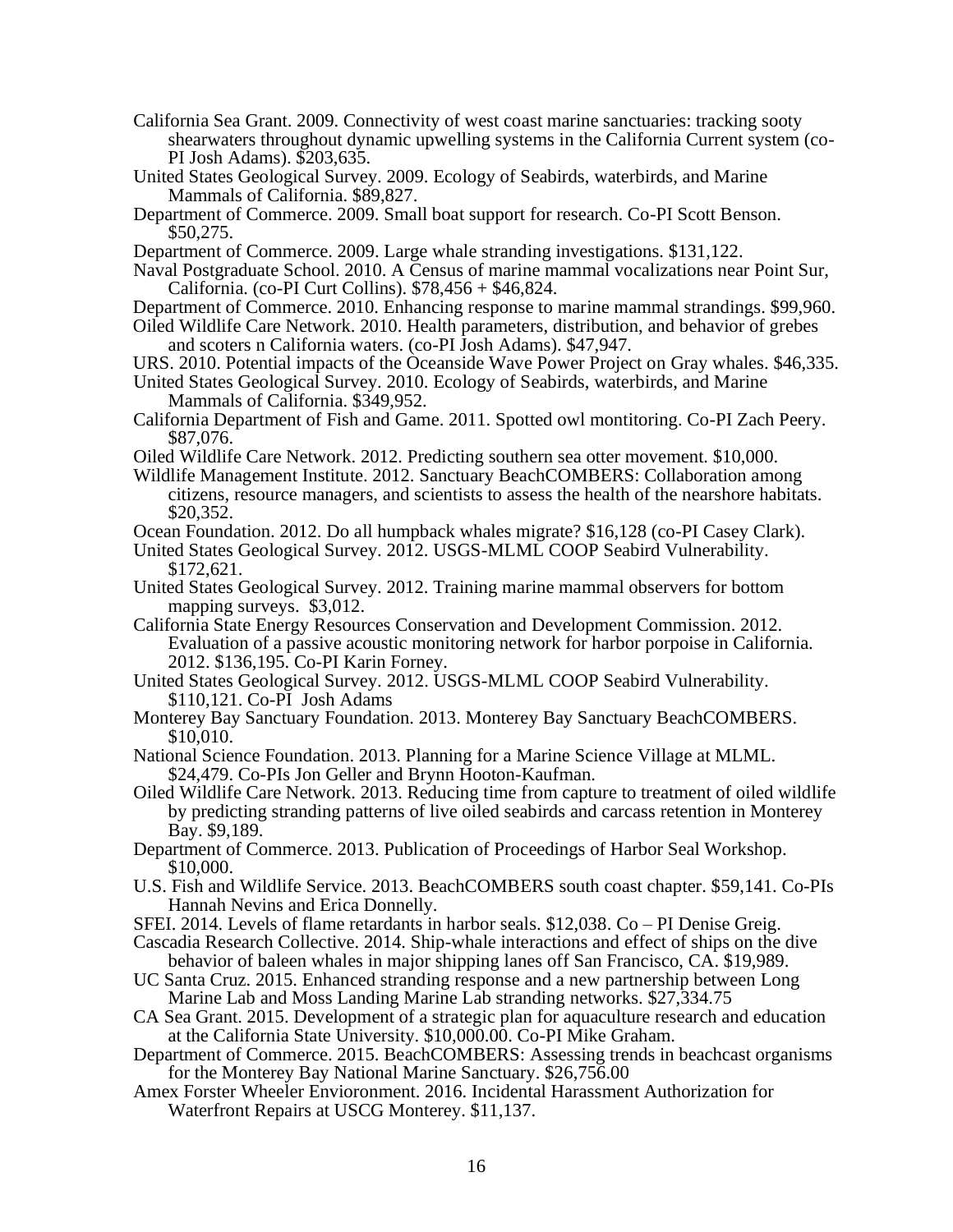California Sea Grant. 2009. Connectivity of west coast marine sanctuaries: tracking sooty shearwaters throughout dynamic upwelling systems in the California Current system (co-PI Josh Adams). $203,635.

United States Geological Survey. 2009. Ecology of Seabirds, waterbirds, and Marine Mammals of California. $89,827.

Department of Commerce. 2009. Small boat support for research. Co-PI Scott Benson. $50,275.

Department of Commerce. 2009. Large whale stranding investigations. $131,122.

Naval Postgraduate School. 2010. A Census of marine mammal vocalizations near Point Sur, California. (co-PI Curt Collins). $78,456 + $46,824.

Department of Commerce. 2010. Enhancing response to marine mammal strandings. $99,960.

Oiled Wildlife Care Network. 2010. Health parameters, distribution, and behavior of grebes and scoters n California waters. (co-PI Josh Adams). $47,947.

URS. 2010. Potential impacts of the Oceanside Wave Power Project on Gray whales. $46,335.

United States Geological Survey. 2010. Ecology of Seabirds, waterbirds, and Marine Mammals of California. $349,952.

California Department of Fish and Game. 2011. Spotted owl montitoring. Co-PI Zach Peery. $87,076.

Oiled Wildlife Care Network. 2012. Predicting southern sea otter movement. $10,000.

Wildlife Management Institute. 2012. Sanctuary BeachCOMBERS: Collaboration among citizens, resource managers, and scientists to assess the health of the nearshore habitats. $20,352.

Ocean Foundation. 2012. Do all humpback whales migrate? $16,128 (co-PI Casey Clark).

United States Geological Survey. 2012. USGS-MLML COOP Seabird Vulnerability. $172,621.

United States Geological Survey. 2012. Training marine mammal observers for bottom mapping surveys. $3,012.

California State Energy Resources Conservation and Development Commission. 2012. Evaluation of a passive acoustic monitoring network for harbor porpoise in California. 2012. $136,195. Co-PI Karin Forney.

United States Geological Survey. 2012. USGS-MLML COOP Seabird Vulnerability. $110,121. Co-PI Josh Adams

Monterey Bay Sanctuary Foundation. 2013. Monterey Bay Sanctuary BeachCOMBERS. $10,010.

National Science Foundation. 2013. Planning for a Marine Science Village at MLML. $24,479. Co-PIs Jon Geller and Brynn Hooton-Kaufman.

Oiled Wildlife Care Network. 2013. Reducing time from capture to treatment of oiled wildlife by predicting stranding patterns of live oiled seabirds and carcass retention in Monterey Bay. $9,189.

Department of Commerce. 2013. Publication of Proceedings of Harbor Seal Workshop. $10,000.

U.S. Fish and Wildlife Service. 2013. BeachCOMBERS south coast chapter. $59,141. Co-PIs Hannah Nevins and Erica Donnelly.

SFEI. 2014. Levels of flame retardants in harbor seals. $12,038. Co – PI Denise Greig.

Cascadia Research Collective. 2014. Ship-whale interactions and effect of ships on the dive behavior of baleen whales in major shipping lanes off San Francisco, CA. $19,989.

UC Santa Cruz. 2015. Enhanced stranding response and a new partnership between Long Marine Lab and Moss Landing Marine Lab stranding networks. $27,334.75

CA Sea Grant. 2015. Development of a strategic plan for aquaculture research and education at the California State University. $10,000.00. Co-PI Mike Graham.

Department of Commerce. 2015. BeachCOMBERS: Assessing trends in beachcast organisms for the Monterey Bay National Marine Sanctuary. $26,756.00

Amex Forster Wheeler Envioronment. 2016. Incidental Harassment Authorization for Waterfront Repairs at USCG Monterey. $11,137.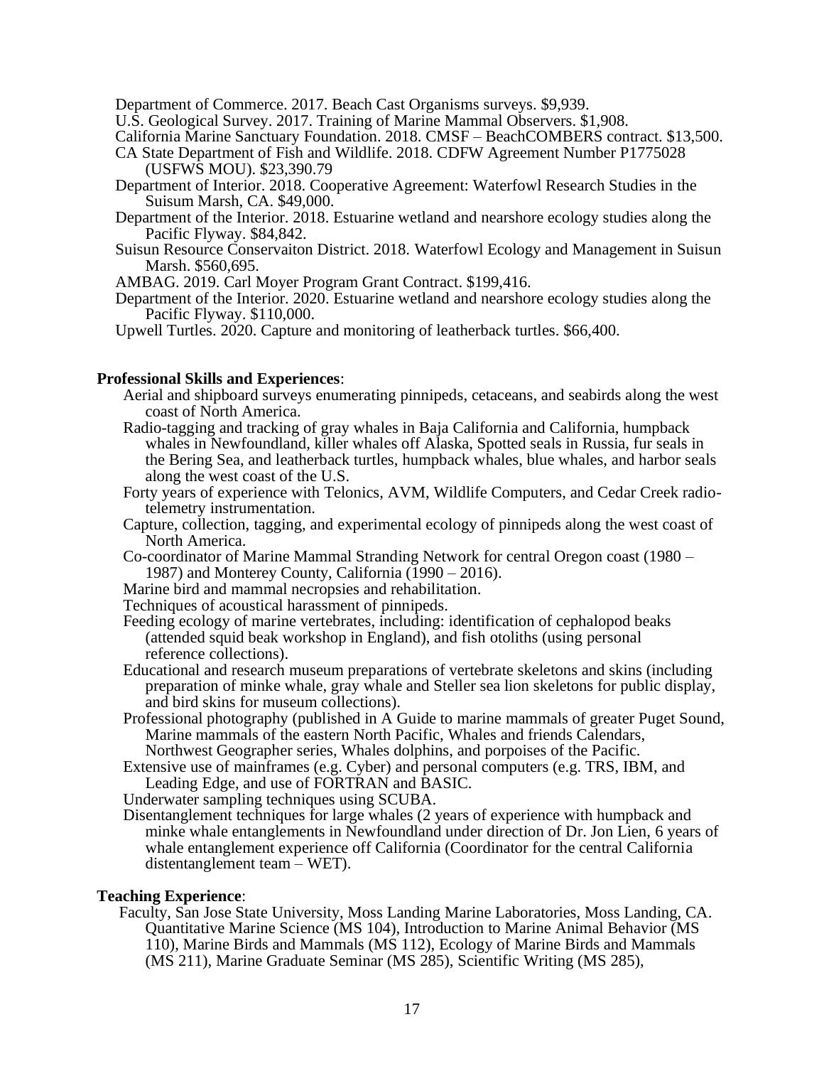Department of Commerce. 2017. Beach Cast Organisms surveys. $9,939.

U.S. Geological Survey. 2017. Training of Marine Mammal Observers. $1,908.

California Marine Sanctuary Foundation. 2018. CMSF – BeachCOMBERS contract. $13,500.

CA State Department of Fish and Wildlife. 2018. CDFW Agreement Number P1775028 (USFWS MOU). $23,390.79

Department of Interior. 2018. Cooperative Agreement: Waterfowl Research Studies in the Suisum Marsh, CA. $49,000.

Department of the Interior. 2018. Estuarine wetland and nearshore ecology studies along the Pacific Flyway. $84,842.

Suisun Resource Conservaiton District. 2018. Waterfowl Ecology and Management in Suisun Marsh. $560,695.

AMBAG. 2019. Carl Moyer Program Grant Contract. $199,416.

Department of the Interior. 2020. Estuarine wetland and nearshore ecology studies along the Pacific Flyway. $110,000.

Upwell Turtles. 2020. Capture and monitoring of leatherback turtles. $66,400.

**Professional Skills and Experiences**:

Aerial and shipboard surveys enumerating pinnipeds, cetaceans, and seabirds along the west coast of North America.

Radio-tagging and tracking of gray whales in Baja California and California, humpback whales in Newfoundland, killer whales off Alaska, Spotted seals in Russia, fur seals in the Bering Sea, and leatherback turtles, humpback whales, blue whales, and harbor seals along the west coast of the U.S.

Forty years of experience with Telonics, AVM, Wildlife Computers, and Cedar Creek radio-telemetry instrumentation.

Capture, collection, tagging, and experimental ecology of pinnipeds along the west coast of North America.

Co-coordinator of Marine Mammal Stranding Network for central Oregon coast (1980 – 1987) and Monterey County, California (1990 – 2016).

Marine bird and mammal necropsies and rehabilitation.

Techniques of acoustical harassment of pinnipeds.

Feeding ecology of marine vertebrates, including: identification of cephalopod beaks (attended squid beak workshop in England), and fish otoliths (using personal reference collections).

Educational and research museum preparations of vertebrate skeletons and skins (including preparation of minke whale, gray whale and Steller sea lion skeletons for public display, and bird skins for museum collections).

Professional photography (published in A Guide to marine mammals of greater Puget Sound, Marine mammals of the eastern North Pacific, Whales and friends Calendars, Northwest Geographer series, Whales dolphins, and porpoises of the Pacific.

Extensive use of mainframes (e.g. Cyber) and personal computers (e.g. TRS, IBM, and Leading Edge, and use of FORTRAN and BASIC.

Underwater sampling techniques using SCUBA.

Disentanglement techniques for large whales (2 years of experience with humpback and minke whale entanglements in Newfoundland under direction of Dr. Jon Lien, 6 years of whale entanglement experience off California (Coordinator for the central California distentanglement team – WET).

**Teaching Experience**:

Faculty, San Jose State University, Moss Landing Marine Laboratories, Moss Landing, CA. Quantitative Marine Science (MS 104), Introduction to Marine Animal Behavior (MS 110), Marine Birds and Mammals (MS 112), Ecology of Marine Birds and Mammals (MS 211), Marine Graduate Seminar (MS 285), Scientific Writing (MS 285),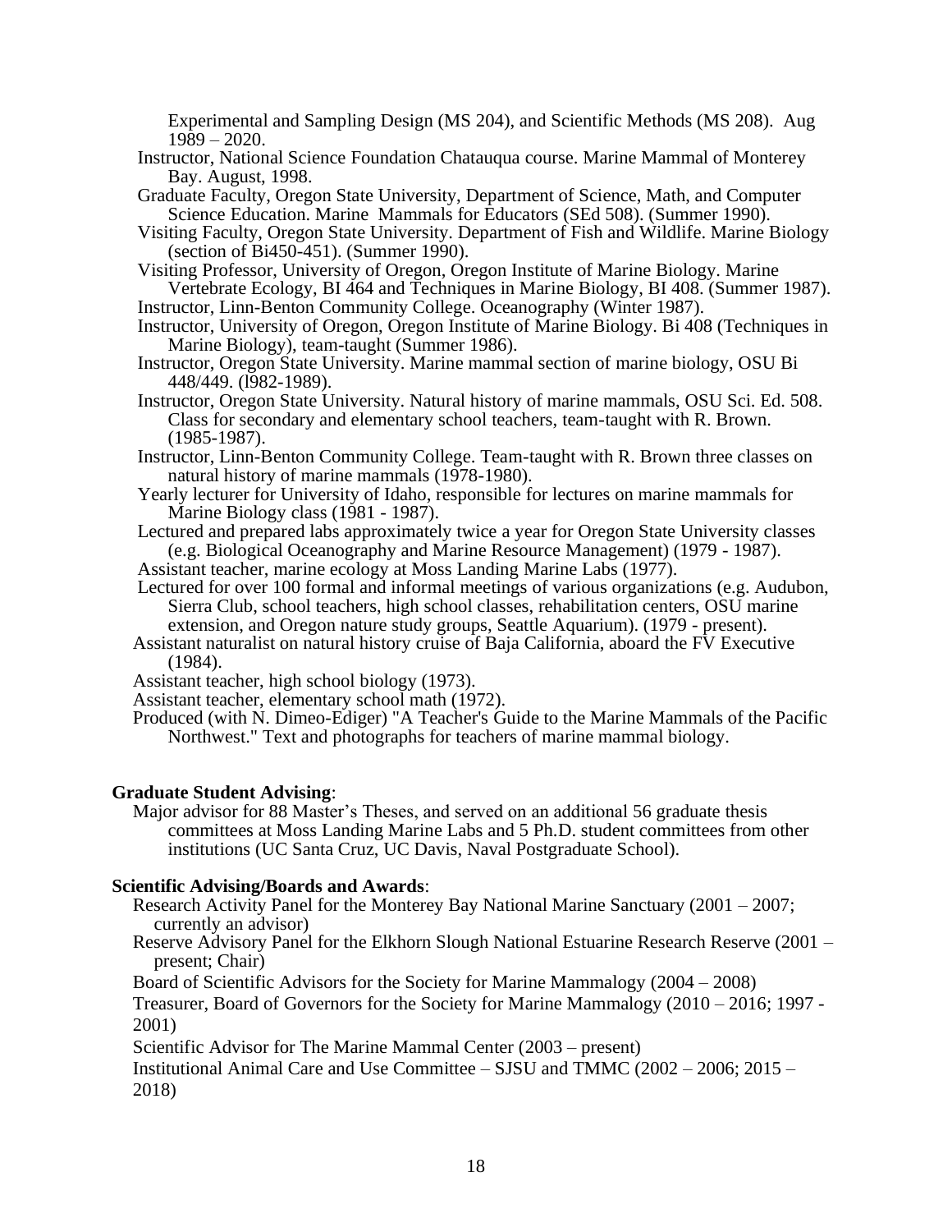Experimental and Sampling Design (MS 204), and Scientific Methods (MS 208). Aug 1989 – 2020.

Instructor, National Science Foundation Chatauqua course. Marine Mammal of Monterey Bay. August, 1998.

Graduate Faculty, Oregon State University, Department of Science, Math, and Computer Science Education. Marine Mammals for Educators (SEd 508). (Summer 1990).

Visiting Faculty, Oregon State University. Department of Fish and Wildlife. Marine Biology (section of Bi450-451). (Summer 1990).

Visiting Professor, University of Oregon, Oregon Institute of Marine Biology. Marine Vertebrate Ecology, BI 464 and Techniques in Marine Biology, BI 408. (Summer 1987).

Instructor, Linn-Benton Community College. Oceanography (Winter 1987).

Instructor, University of Oregon, Oregon Institute of Marine Biology. Bi 408 (Techniques in Marine Biology), team-taught (Summer 1986).

Instructor, Oregon State University. Marine mammal section of marine biology, OSU Bi 448/449. (l982-1989).

Instructor, Oregon State University. Natural history of marine mammals, OSU Sci. Ed. 508. Class for secondary and elementary school teachers, team-taught with R. Brown. (1985-1987).

Instructor, Linn-Benton Community College. Team-taught with R. Brown three classes on natural history of marine mammals (1978-1980).

Yearly lecturer for University of Idaho, responsible for lectures on marine mammals for Marine Biology class (1981 - 1987).

Lectured and prepared labs approximately twice a year for Oregon State University classes (e.g. Biological Oceanography and Marine Resource Management) (1979 - 1987).

Assistant teacher, marine ecology at Moss Landing Marine Labs (1977).

Lectured for over 100 formal and informal meetings of various organizations (e.g. Audubon, Sierra Club, school teachers, high school classes, rehabilitation centers, OSU marine extension, and Oregon nature study groups, Seattle Aquarium). (1979 - present).

Assistant naturalist on natural history cruise of Baja California, aboard the FV Executive (1984).

Assistant teacher, high school biology (1973).

Assistant teacher, elementary school math (1972).

Produced (with N. Dimeo-Ediger) "A Teacher's Guide to the Marine Mammals of the Pacific Northwest." Text and photographs for teachers of marine mammal biology.

**Graduate Student Advising**:

Major advisor for 88 Master's Theses, and served on an additional 56 graduate thesis committees at Moss Landing Marine Labs and 5 Ph.D. student committees from other institutions (UC Santa Cruz, UC Davis, Naval Postgraduate School).

**Scientific Advising/Boards and Awards**:

Research Activity Panel for the Monterey Bay National Marine Sanctuary (2001 – 2007; currently an advisor)

Reserve Advisory Panel for the Elkhorn Slough National Estuarine Research Reserve (2001 – present; Chair)

Board of Scientific Advisors for the Society for Marine Mammalogy (2004 – 2008)

Treasurer, Board of Governors for the Society for Marine Mammalogy (2010 – 2016; 1997 - 2001)

Scientific Advisor for The Marine Mammal Center (2003 – present)

Institutional Animal Care and Use Committee – SJSU and TMMC (2002 – 2006; 2015 – 2018)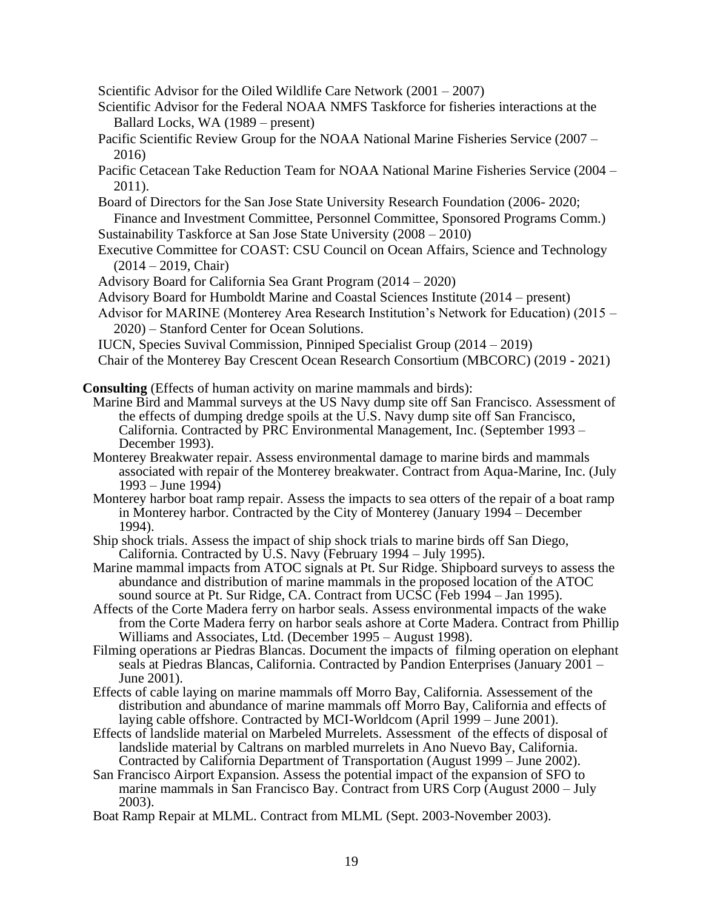Scientific Advisor for the Oiled Wildlife Care Network (2001 – 2007)

Scientific Advisor for the Federal NOAA NMFS Taskforce for fisheries interactions at the Ballard Locks, WA (1989 – present)

Pacific Scientific Review Group for the NOAA National Marine Fisheries Service (2007 – 2016)

Pacific Cetacean Take Reduction Team for NOAA National Marine Fisheries Service (2004 – 2011).

Board of Directors for the San Jose State University Research Foundation (2006- 2020; Finance and Investment Committee, Personnel Committee, Sponsored Programs Comm.)

Sustainability Taskforce at San Jose State University (2008 – 2010)

Executive Committee for COAST: CSU Council on Ocean Affairs, Science and Technology (2014 – 2019, Chair)

Advisory Board for California Sea Grant Program (2014 – 2020)

Advisory Board for Humboldt Marine and Coastal Sciences Institute (2014 – present)

Advisor for MARINE (Monterey Area Research Institution's Network for Education) (2015 – 2020) – Stanford Center for Ocean Solutions.

IUCN, Species Suvival Commission, Pinniped Specialist Group (2014 – 2019)

Chair of the Monterey Bay Crescent Ocean Research Consortium (MBCORC) (2019 - 2021)

**Consulting** (Effects of human activity on marine mammals and birds):

Marine Bird and Mammal surveys at the US Navy dump site off San Francisco. Assessment of the effects of dumping dredge spoils at the U.S. Navy dump site off San Francisco, California. Contracted by PRC Environmental Management, Inc. (September 1993 – December 1993).

Monterey Breakwater repair. Assess environmental damage to marine birds and mammals associated with repair of the Monterey breakwater. Contract from Aqua-Marine, Inc. (July 1993 – June 1994)

Monterey harbor boat ramp repair. Assess the impacts to sea otters of the repair of a boat ramp in Monterey harbor. Contracted by the City of Monterey (January 1994 – December 1994).

Ship shock trials. Assess the impact of ship shock trials to marine birds off San Diego, California. Contracted by U.S. Navy (February 1994 – July 1995).

Marine mammal impacts from ATOC signals at Pt. Sur Ridge. Shipboard surveys to assess the abundance and distribution of marine mammals in the proposed location of the ATOC sound source at Pt. Sur Ridge, CA. Contract from UCSC (Feb 1994 – Jan 1995).

Affects of the Corte Madera ferry on harbor seals. Assess environmental impacts of the wake from the Corte Madera ferry on harbor seals ashore at Corte Madera. Contract from Phillip Williams and Associates, Ltd. (December 1995 – August 1998).

Filming operations ar Piedras Blancas. Document the impacts of filming operation on elephant seals at Piedras Blancas, California. Contracted by Pandion Enterprises (January 2001 – June 2001).

Effects of cable laying on marine mammals off Morro Bay, California. Assessement of the distribution and abundance of marine mammals off Morro Bay, California and effects of laying cable offshore. Contracted by MCI-Worldcom (April 1999 – June 2001).

Effects of landslide material on Marbeled Murrelets. Assessment of the effects of disposal of landslide material by Caltrans on marbled murrelets in Ano Nuevo Bay, California. Contracted by California Department of Transportation (August 1999 – June 2002).

San Francisco Airport Expansion. Assess the potential impact of the expansion of SFO to marine mammals in San Francisco Bay. Contract from URS Corp (August 2000 – July 2003).

Boat Ramp Repair at MLML. Contract from MLML (Sept. 2003-November 2003).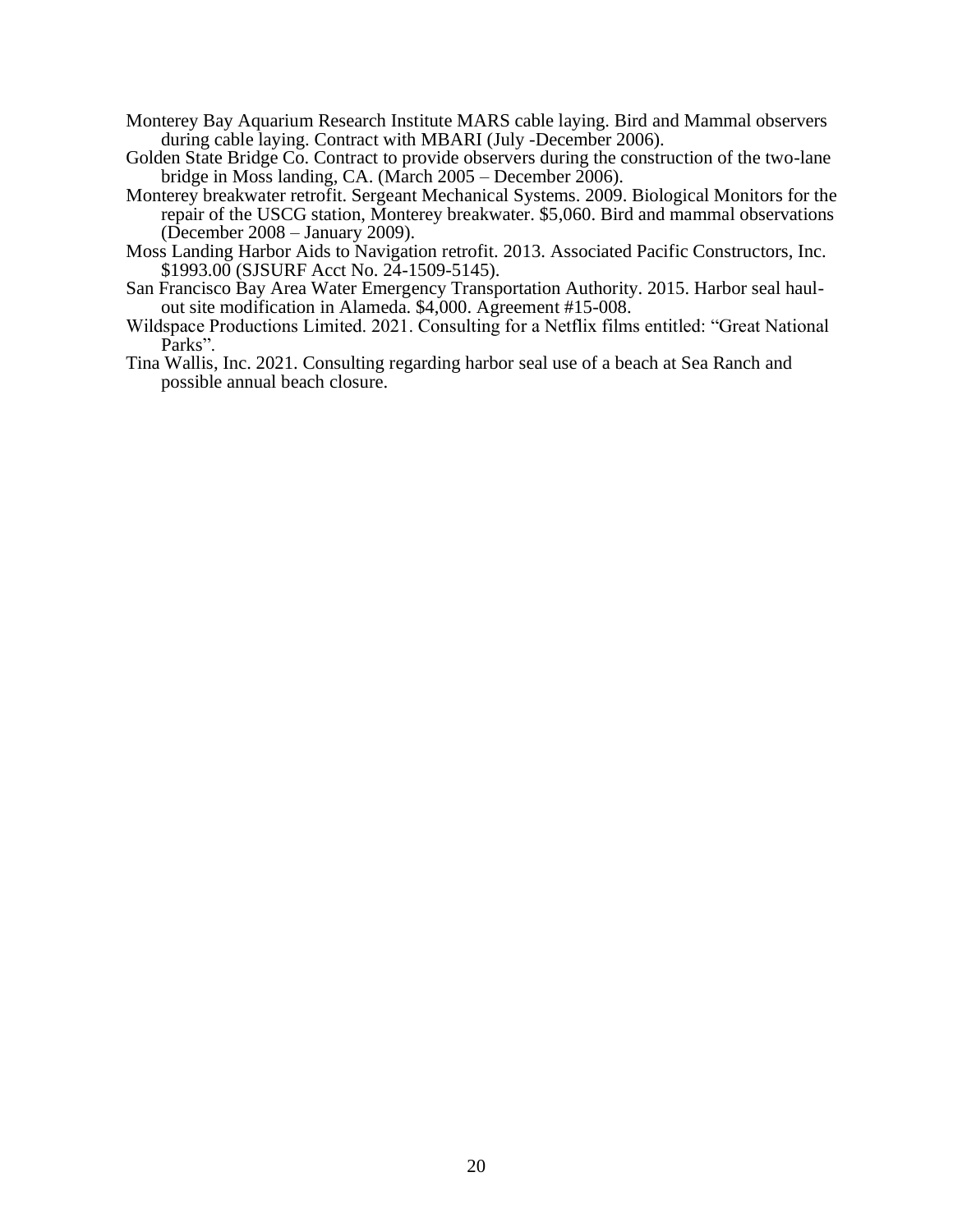Monterey Bay Aquarium Research Institute MARS cable laying. Bird and Mammal observers during cable laying. Contract with MBARI (July -December 2006).

Golden State Bridge Co. Contract to provide observers during the construction of the two-lane bridge in Moss landing, CA. (March 2005 – December 2006).

Monterey breakwater retrofit. Sergeant Mechanical Systems. 2009. Biological Monitors for the repair of the USCG station, Monterey breakwater. $5,060. Bird and mammal observations (December 2008 – January 2009).

Moss Landing Harbor Aids to Navigation retrofit. 2013. Associated Pacific Constructors, Inc. $1993.00 (SJSURF Acct No. 24-1509-5145).

San Francisco Bay Area Water Emergency Transportation Authority. 2015. Harbor seal haul-out site modification in Alameda. $4,000. Agreement #15-008.

Wildspace Productions Limited. 2021. Consulting for a Netflix films entitled: "Great National Parks".

Tina Wallis, Inc. 2021. Consulting regarding harbor seal use of a beach at Sea Ranch and possible annual beach closure.